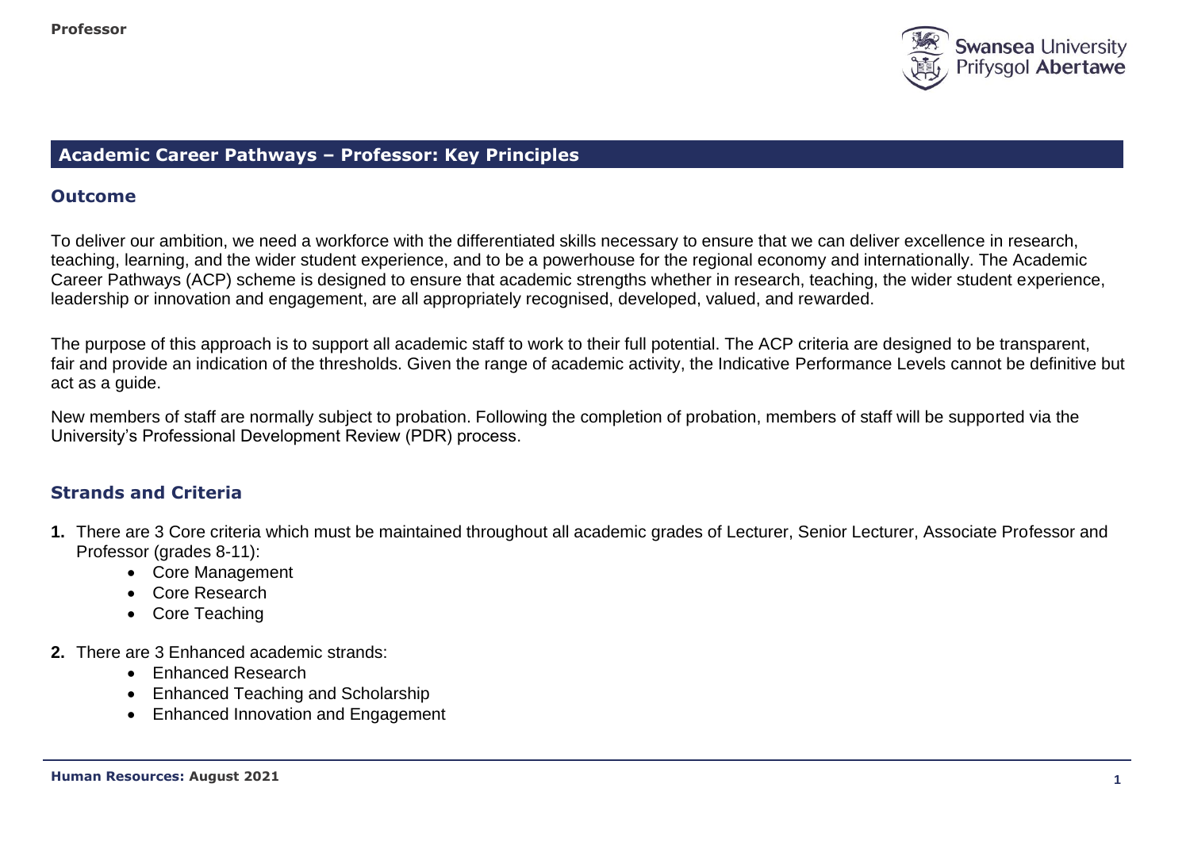## Academic Career Pathways – Professor: Key Principles

### Outcome

To deliver our ambition, we need a workforce with the differentiated skills necessary to ensure that we can deliver excellence in research, teaching, learning, and the wider student experience, and to be a powerhouse for the regional economy and internationally. The Academic Career Pathways (ACP) scheme is designed to ensure that academic strengths whether in research, teaching, the wider student experience, leadership or innovation and engagement, are all appropriately recognised, developed, valued, and rewarded.

The purpose of this approach is to support all academic staff to work to their full potential. The ACP criteria are designed to be transparent, fair and provide an indication of the thresholds. Given the range of academic activity, the Indicative Performance Levels cannot be definitive but act as a guide.

New members of staff are normally subject to probation. Following the completion of probation, members of staff will be supported via the University's Professional Development Review (PDR) process.

### Strands and Criteria

1. There are 3 Core criteria which must be maintained throughout all academic grades of Lecturer, Senior Lecturer, Associate Professor and Professor (grades 8-11):
   - Core Management
   - Core Research
   - Core Teaching
2. There are 3 Enhanced academic strands:
   - Enhanced Research
   - Enhanced Teaching and Scholarship
   - Enhanced Innovation and Engagement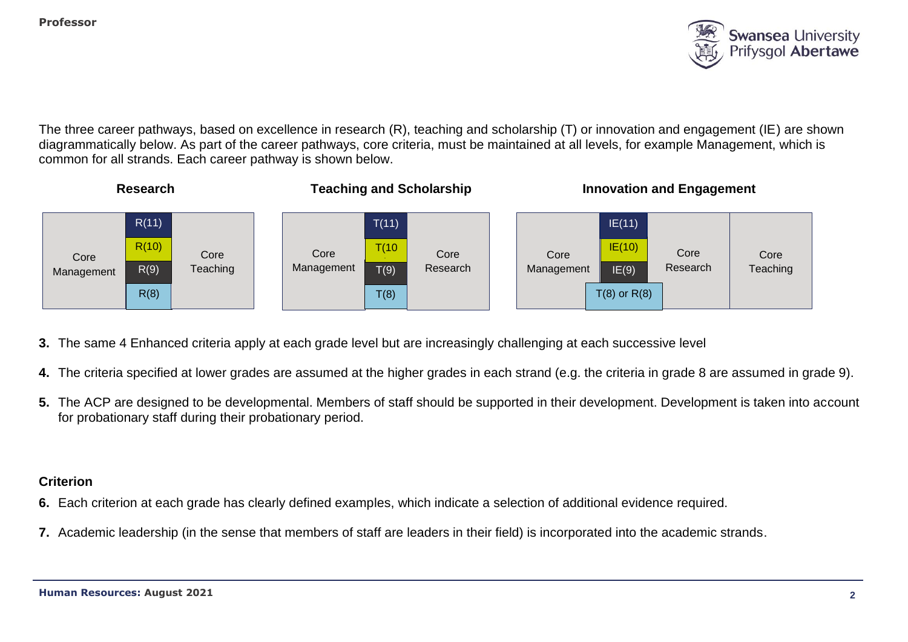The three career pathways, based on excellence in research (R), teaching and scholarship (T) or innovation and engagement (IE) are shown diagrammatically below. As part of the career pathways, core criteria, must be maintained at all levels, for example Management, which is common for all strands. Each career pathway is shown below.

**Research**

| Core Management | R(11) | Core Teaching |
|---|---|---|
| | R(10) | |
| | R(9) | |
| | R(8) | |

**Teaching and Scholarship**

| Core Management | T(11) | Core Research |
|---|---|---|
| | T(10 | |
| | T(9) | |
| | T(8) | |

**Innovation and Engagement**

| Core Management | IE(11) | Core Research | Core Teaching |
|---|---|---|---|
| | IE(10) | | |
| | IE(9) | | |
| | T(8) or R(8) | | |

**3.** The same 4 Enhanced criteria apply at each grade level but are increasingly challenging at each successive level

**4.** The criteria specified at lower grades are assumed at the higher grades in each strand (e.g. the criteria in grade 8 are assumed in grade 9).

**5.** The ACP are designed to be developmental. Members of staff should be supported in their development. Development is taken into account for probationary staff during their probationary period.

## Criterion

**6.** Each criterion at each grade has clearly defined examples, which indicate a selection of additional evidence required.

**7.** Academic leadership (in the sense that members of staff are leaders in their field) is incorporated into the academic strands.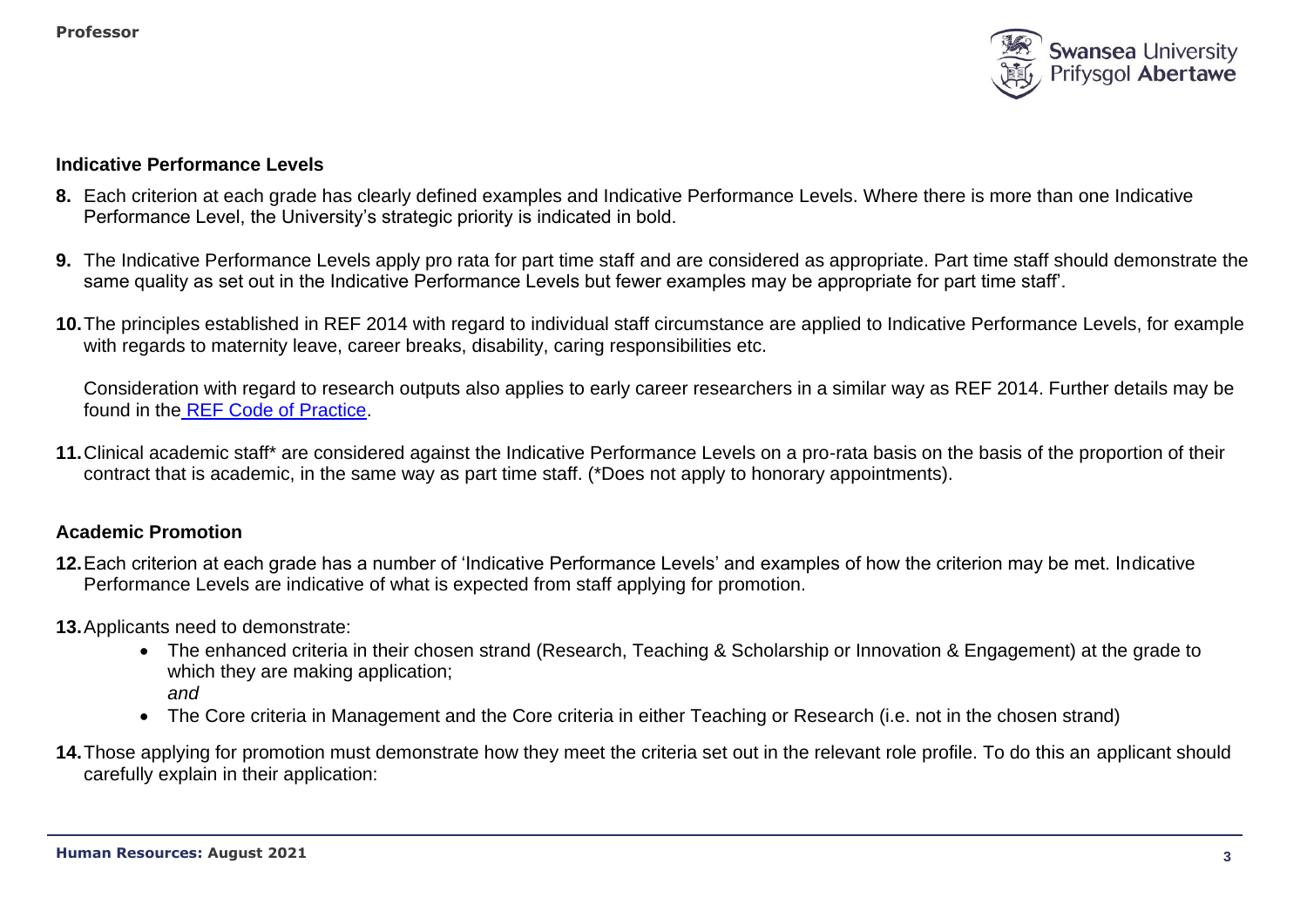### Indicative Performance Levels

**8.** Each criterion at each grade has clearly defined examples and Indicative Performance Levels. Where there is more than one Indicative Performance Level, the University's strategic priority is indicated in bold.

**9.** The Indicative Performance Levels apply pro rata for part time staff and are considered as appropriate. Part time staff should demonstrate the same quality as set out in the Indicative Performance Levels but fewer examples may be appropriate for part time staff'.

**10.** The principles established in REF 2014 with regard to individual staff circumstance are applied to Indicative Performance Levels, for example with regards to maternity leave, career breaks, disability, caring responsibilities etc.

Consideration with regard to research outputs also applies to early career researchers in a similar way as REF 2014. Further details may be found in the [REF Code of Practice](REF Code of Practice).

**11.** Clinical academic staff* are considered against the Indicative Performance Levels on a pro-rata basis on the basis of the proportion of their contract that is academic, in the same way as part time staff. (*Does not apply to honorary appointments).

### Academic Promotion

**12.** Each criterion at each grade has a number of 'Indicative Performance Levels' and examples of how the criterion may be met. Indicative Performance Levels are indicative of what is expected from staff applying for promotion.

**13.** Applicants need to demonstrate:

- The enhanced criteria in their chosen strand (Research, Teaching & Scholarship or Innovation & Engagement) at the grade to which they are making application;
  *and*
- The Core criteria in Management and the Core criteria in either Teaching or Research (i.e. not in the chosen strand)

**14.** Those applying for promotion must demonstrate how they meet the criteria set out in the relevant role profile. To do this an applicant should carefully explain in their application: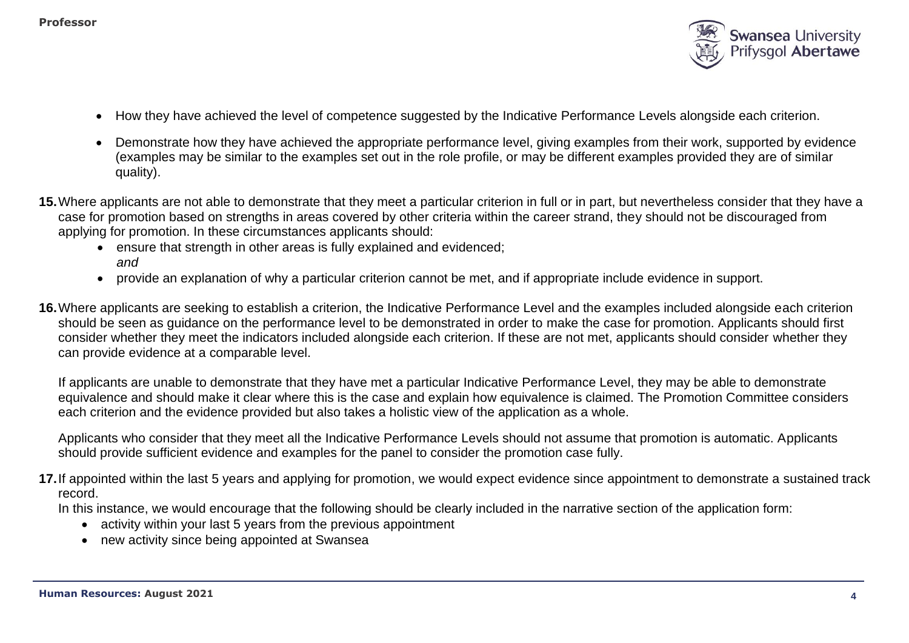- How they have achieved the level of competence suggested by the Indicative Performance Levels alongside each criterion.
- Demonstrate how they have achieved the appropriate performance level, giving examples from their work, supported by evidence (examples may be similar to the examples set out in the role profile, or may be different examples provided they are of similar quality).

**15.** Where applicants are not able to demonstrate that they meet a particular criterion in full or in part, but nevertheless consider that they have a case for promotion based on strengths in areas covered by other criteria within the career strand, they should not be discouraged from applying for promotion. In these circumstances applicants should:

- ensure that strength in other areas is fully explained and evidenced;
  *and*
- provide an explanation of why a particular criterion cannot be met, and if appropriate include evidence in support.

**16.** Where applicants are seeking to establish a criterion, the Indicative Performance Level and the examples included alongside each criterion should be seen as guidance on the performance level to be demonstrated in order to make the case for promotion. Applicants should first consider whether they meet the indicators included alongside each criterion. If these are not met, applicants should consider whether they can provide evidence at a comparable level.

If applicants are unable to demonstrate that they have met a particular Indicative Performance Level, they may be able to demonstrate equivalence and should make it clear where this is the case and explain how equivalence is claimed. The Promotion Committee considers each criterion and the evidence provided but also takes a holistic view of the application as a whole.

Applicants who consider that they meet all the Indicative Performance Levels should not assume that promotion is automatic. Applicants should provide sufficient evidence and examples for the panel to consider the promotion case fully.

**17.** If appointed within the last 5 years and applying for promotion, we would expect evidence since appointment to demonstrate a sustained track record.

In this instance, we would encourage that the following should be clearly included in the narrative section of the application form:

- activity within your last 5 years from the previous appointment
- new activity since being appointed at Swansea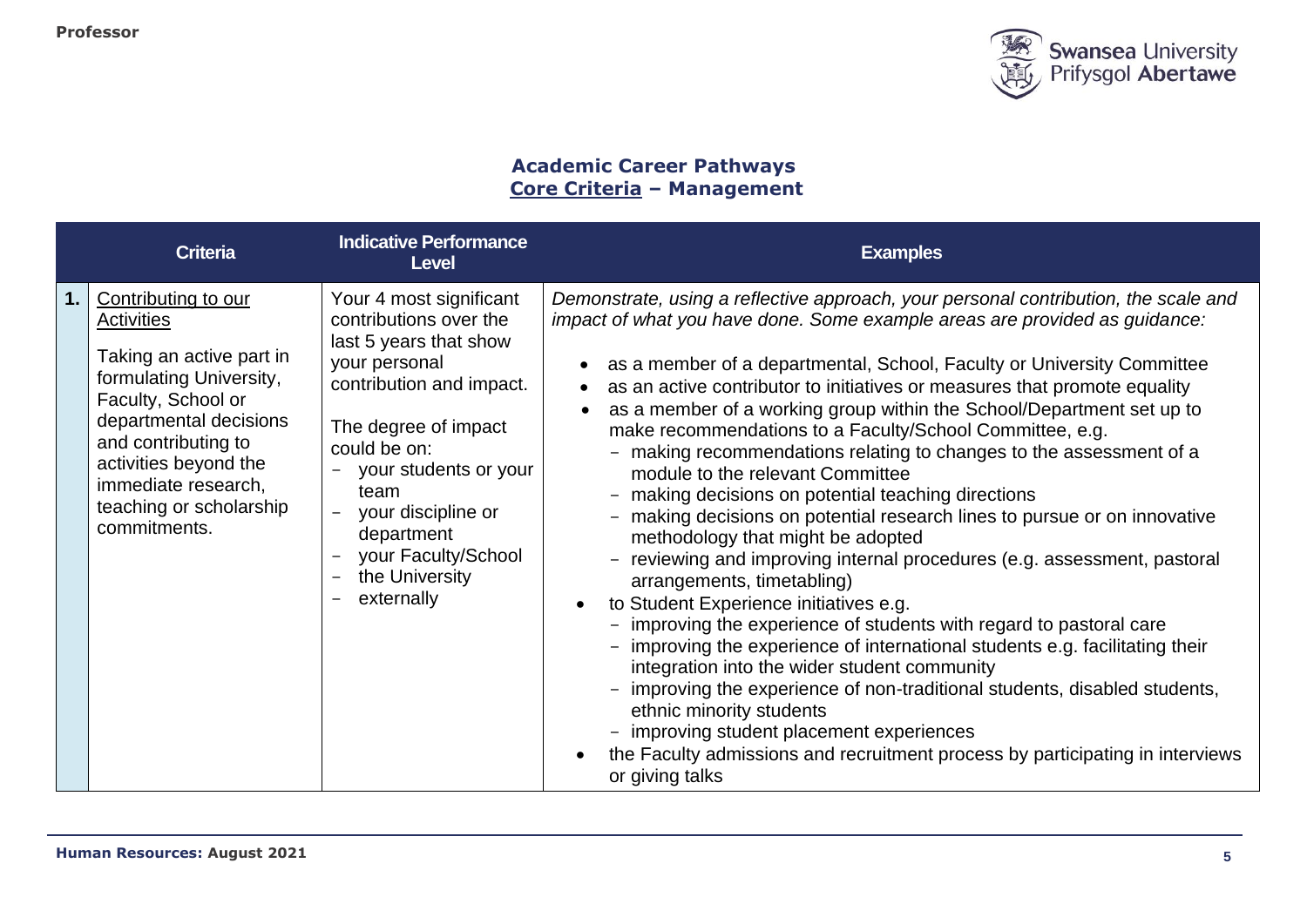## Academic Career Pathways
## Core Criteria – Management

| | Criteria | Indicative Performance Level | Examples |
|---|---|---|---|
| **1.** | Contributing to our Activities<br><br>Taking an active part in formulating University, Faculty, School or departmental decisions and contributing to activities beyond the immediate research, teaching or scholarship commitments. | Your 4 most significant contributions over the last 5 years that show your personal contribution and impact.<br><br>The degree of impact could be on:<br>– your students or your team<br>– your discipline or department<br>– your Faculty/School<br>– the University<br>– externally | *Demonstrate, using a reflective approach, your personal contribution, the scale and impact of what you have done. Some example areas are provided as guidance:*<br><br>• as a member of a departmental, School, Faculty or University Committee<br>• as an active contributor to initiatives or measures that promote equality<br>• as a member of a working group within the School/Department set up to make recommendations to a Faculty/School Committee, e.g.<br>  – making recommendations relating to changes to the assessment of a module to the relevant Committee<br>  – making decisions on potential teaching directions<br>  – making decisions on potential research lines to pursue or on innovative methodology that might be adopted<br>  – reviewing and improving internal procedures (e.g. assessment, pastoral arrangements, timetabling)<br>• to Student Experience initiatives e.g.<br>  – improving the experience of students with regard to pastoral care<br>  – improving the experience of international students e.g. facilitating their integration into the wider student community<br>  – improving the experience of non-traditional students, disabled students, ethnic minority students<br>  – improving student placement experiences<br>• the Faculty admissions and recruitment process by participating in interviews or giving talks |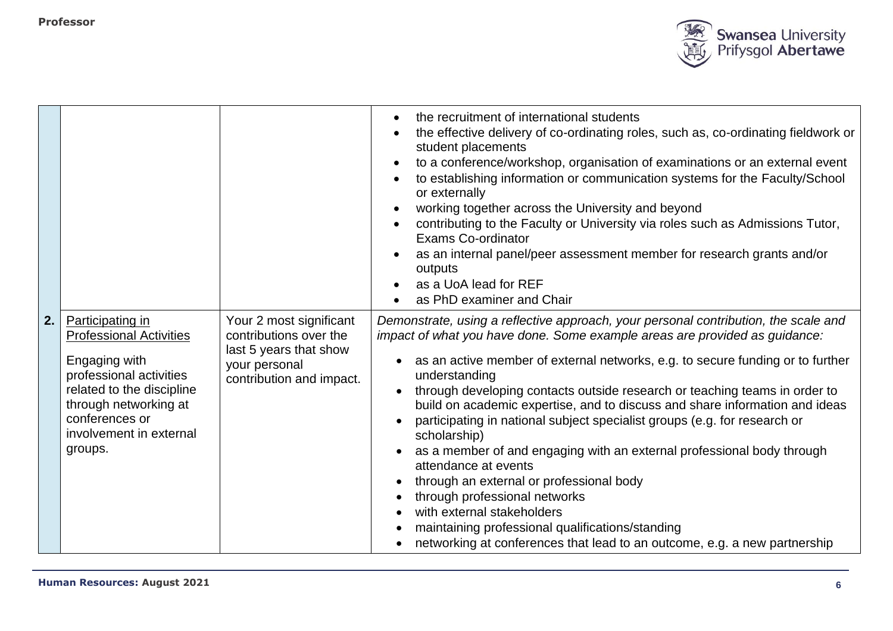| | | | |
|---|---|---|---|
| | | | <ul><li>the recruitment of international students</li><li>the effective delivery of co-ordinating roles, such as, co-ordinating fieldwork or student placements</li><li>to a conference/workshop, organisation of examinations or an external event</li><li>to establishing information or communication systems for the Faculty/School or externally</li><li>working together across the University and beyond</li><li>contributing to the Faculty or University via roles such as Admissions Tutor, Exams Co-ordinator</li><li>as an internal panel/peer assessment member for research grants and/or outputs</li><li>as a UoA lead for REF</li><li>as PhD examiner and Chair</li></ul> |
| **2.** | Participating in Professional Activities<br><br>Engaging with professional activities related to the discipline through networking at conferences or involvement in external groups. | Your 2 most significant contributions over the last 5 years that show your personal contribution and impact. | *Demonstrate, using a reflective approach, your personal contribution, the scale and impact of what you have done. Some example areas are provided as guidance:*<ul><li>as an active member of external networks, e.g. to secure funding or to further understanding</li><li>through developing contacts outside research or teaching teams in order to build on academic expertise, and to discuss and share information and ideas</li><li>participating in national subject specialist groups (e.g. for research or scholarship)</li><li>as a member of and engaging with an external professional body through attendance at events</li><li>through an external or professional body</li><li>through professional networks</li><li>with external stakeholders</li><li>maintaining professional qualifications/standing</li><li>networking at conferences that lead to an outcome, e.g. a new partnership</li></ul> |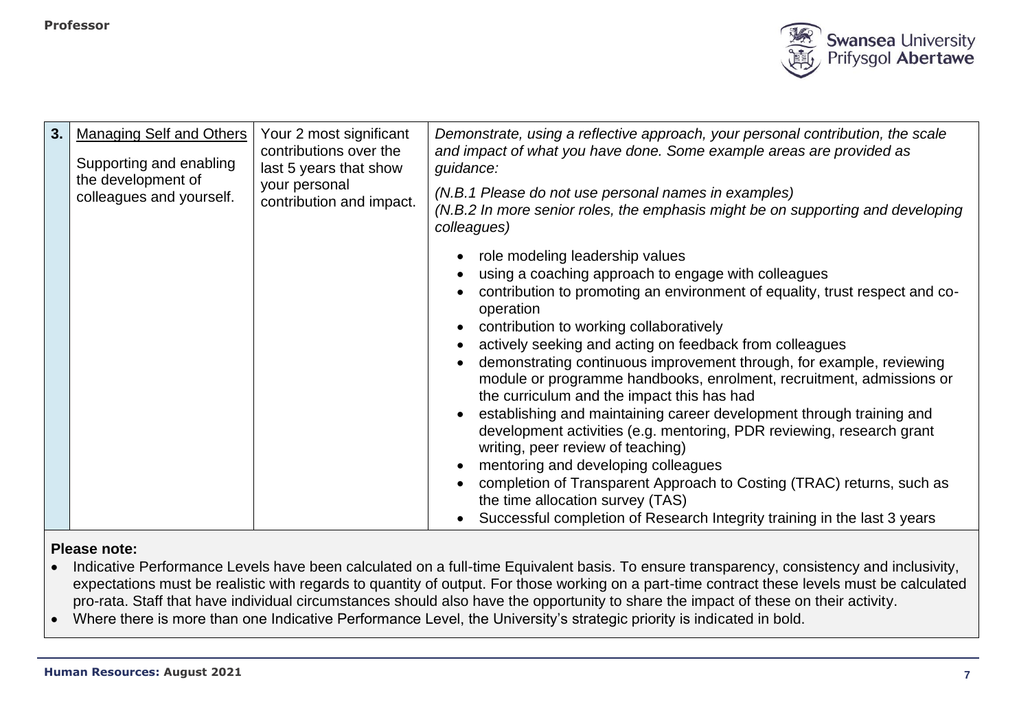| 3. | Managing Self and Others<br><br>Supporting and enabling the development of colleagues and yourself. | Your 2 most significant contributions over the last 5 years that show your personal contribution and impact. | *Demonstrate, using a reflective approach, your personal contribution, the scale and impact of what you have done. Some example areas are provided as guidance:*<br><br>*(N.B.1 Please do not use personal names in examples)*<br>*(N.B.2 In more senior roles, the emphasis might be on supporting and developing colleagues)*<br><br>• role modeling leadership values<br>• using a coaching approach to engage with colleagues<br>• contribution to promoting an environment of equality, trust respect and co-operation<br>• contribution to working collaboratively<br>• actively seeking and acting on feedback from colleagues<br>• demonstrating continuous improvement through, for example, reviewing module or programme handbooks, enrolment, recruitment, admissions or the curriculum and the impact this has had<br>• establishing and maintaining career development through training and development activities (e.g. mentoring, PDR reviewing, research grant writing, peer review of teaching)<br>• mentoring and developing colleagues<br>• completion of Transparent Approach to Costing (TRAC) returns, such as the time allocation survey (TAS)<br>• Successful completion of Research Integrity training in the last 3 years |
|---|---|---|---|

**Please note:**

- Indicative Performance Levels have been calculated on a full-time Equivalent basis. To ensure transparency, consistency and inclusivity, expectations must be realistic with regards to quantity of output. For those working on a part-time contract these levels must be calculated pro-rata. Staff that have individual circumstances should also have the opportunity to share the impact of these on their activity.
- Where there is more than one Indicative Performance Level, the University's strategic priority is indicated in bold.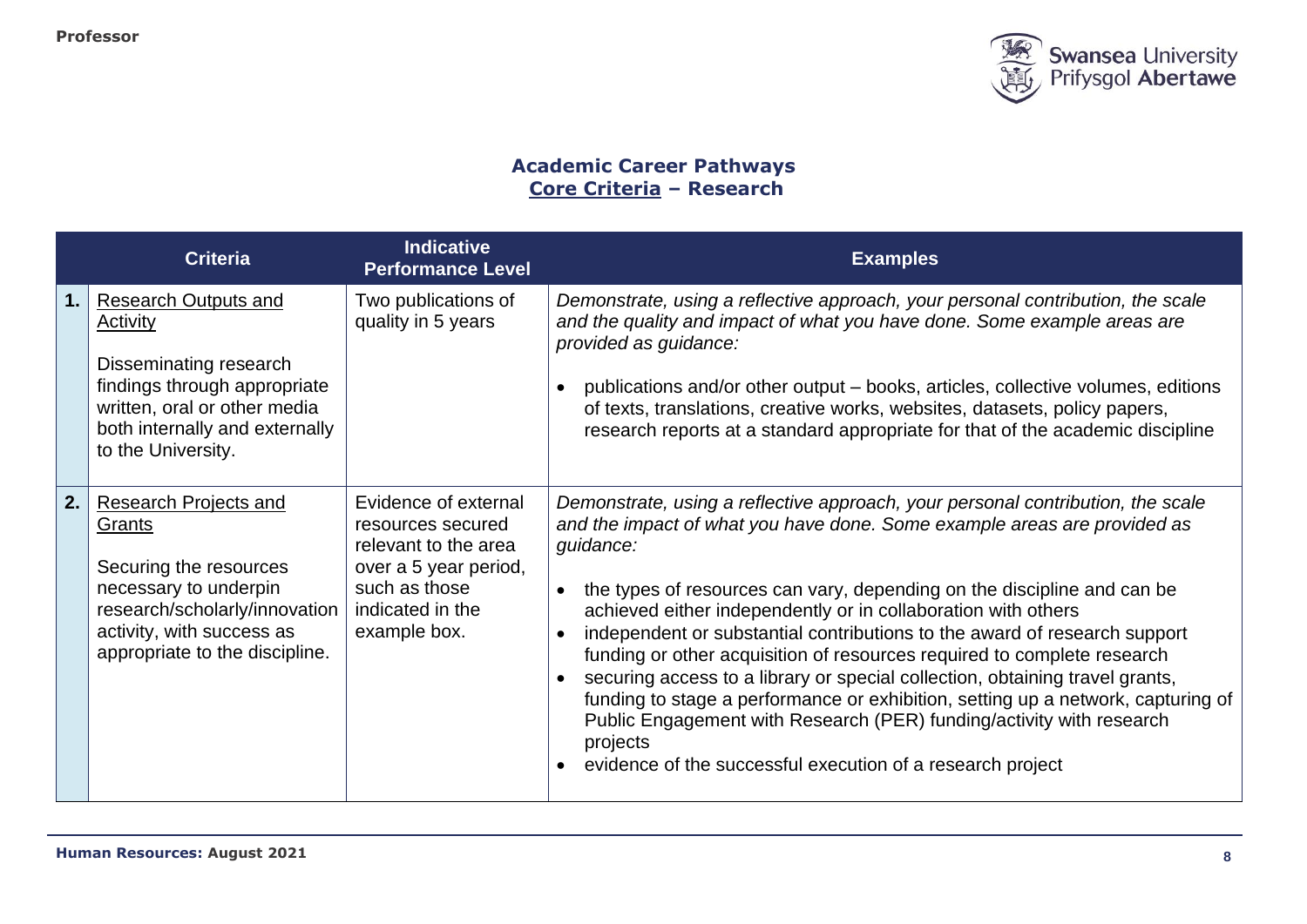**Professor**

## Academic Career Pathways
## Core Criteria – Research

| | Criteria | Indicative Performance Level | Examples |
|---|---|---|---|
| **1.** | Research Outputs and Activity<br><br>Disseminating research findings through appropriate written, oral or other media both internally and externally to the University. | Two publications of quality in 5 years | *Demonstrate, using a reflective approach, your personal contribution, the scale and the quality and impact of what you have done. Some example areas are provided as guidance:*<br><br>• publications and/or other output – books, articles, collective volumes, editions of texts, translations, creative works, websites, datasets, policy papers, research reports at a standard appropriate for that of the academic discipline |
| **2.** | Research Projects and Grants<br><br>Securing the resources necessary to underpin research/scholarly/innovation activity, with success as appropriate to the discipline. | Evidence of external resources secured relevant to the area over a 5 year period, such as those indicated in the example box. | *Demonstrate, using a reflective approach, your personal contribution, the scale and the impact of what you have done. Some example areas are provided as guidance:*<br><br>• the types of resources can vary, depending on the discipline and can be achieved either independently or in collaboration with others<br>• independent or substantial contributions to the award of research support funding or other acquisition of resources required to complete research<br>• securing access to a library or special collection, obtaining travel grants, funding to stage a performance or exhibition, setting up a network, capturing of Public Engagement with Research (PER) funding/activity with research projects<br>• evidence of the successful execution of a research project |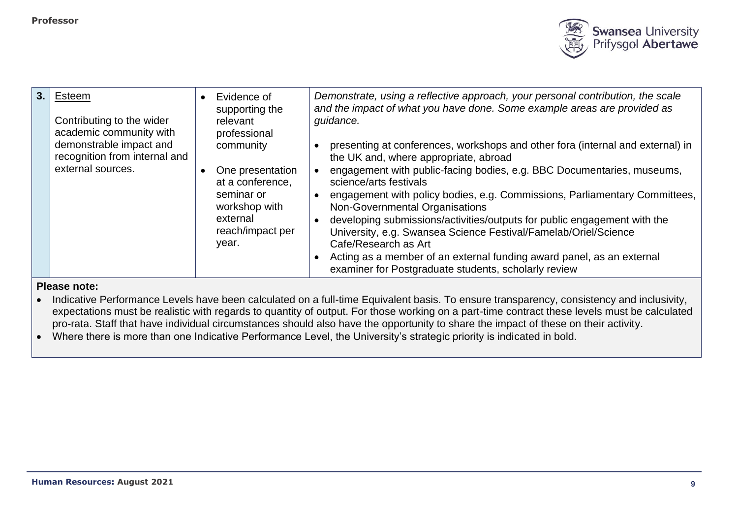| 3. | Esteem<br><br>Contributing to the wider academic community with demonstrable impact and recognition from internal and external sources. | • Evidence of supporting the relevant professional community<br><br>• One presentation at a conference, seminar or workshop with external reach/impact per year. | *Demonstrate, using a reflective approach, your personal contribution, the scale and the impact of what you have done. Some example areas are provided as guidance.*<br><br>• presenting at conferences, workshops and other fora (internal and external) in the UK and, where appropriate, abroad<br>• engagement with public-facing bodies, e.g. BBC Documentaries, museums, science/arts festivals<br>• engagement with policy bodies, e.g. Commissions, Parliamentary Committees, Non-Governmental Organisations<br>• developing submissions/activities/outputs for public engagement with the University, e.g. Swansea Science Festival/Famelab/Oriel/Science Cafe/Research as Art<br>• Acting as a member of an external funding award panel, as an external examiner for Postgraduate students, scholarly review |
|---|---|---|---|

**Please note:**

- Indicative Performance Levels have been calculated on a full-time Equivalent basis. To ensure transparency, consistency and inclusivity, expectations must be realistic with regards to quantity of output. For those working on a part-time contract these levels must be calculated pro-rata. Staff that have individual circumstances should also have the opportunity to share the impact of these on their activity.
- Where there is more than one Indicative Performance Level, the University's strategic priority is indicated in bold.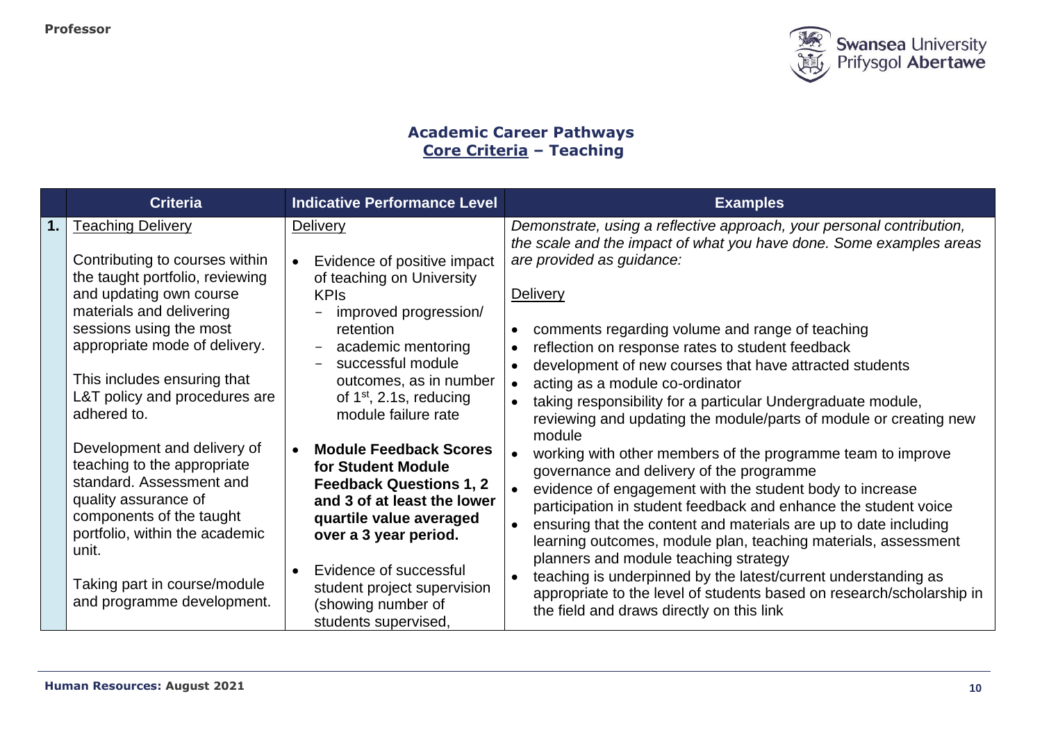## Academic Career Pathways
## Core Criteria – Teaching

| | Criteria | Indicative Performance Level | Examples |
|---|---|---|---|
| **1.** | Teaching Delivery<br><br>Contributing to courses within the taught portfolio, reviewing and updating own course materials and delivering sessions using the most appropriate mode of delivery.<br><br>This includes ensuring that L&T policy and procedures are adhered to.<br><br>Development and delivery of teaching to the appropriate standard. Assessment and quality assurance of components of the taught portfolio, within the academic unit.<br><br>Taking part in course/module and programme development. | Delivery<br><br>• Evidence of positive impact of teaching on University KPIs<br>– improved progression/ retention<br>– academic mentoring<br>– successful module outcomes, as in number of 1st, 2.1s, reducing module failure rate<br><br>• **Module Feedback Scores for Student Module Feedback Questions 1, 2 and 3 of at least the lower quartile value averaged over a 3 year period.**<br><br>• Evidence of successful student project supervision (showing number of students supervised, | *Demonstrate, using a reflective approach, your personal contribution, the scale and the impact of what you have done. Some examples areas are provided as guidance:*<br><br>Delivery<br><br>• comments regarding volume and range of teaching<br>• reflection on response rates to student feedback<br>• development of new courses that have attracted students<br>• acting as a module co-ordinator<br>• taking responsibility for a particular Undergraduate module, reviewing and updating the module/parts of module or creating new module<br>• working with other members of the programme team to improve governance and delivery of the programme<br>• evidence of engagement with the student body to increase participation in student feedback and enhance the student voice<br>• ensuring that the content and materials are up to date including learning outcomes, module plan, teaching materials, assessment planners and module teaching strategy<br>• teaching is underpinned by the latest/current understanding as appropriate to the level of students based on research/scholarship in the field and draws directly on this link |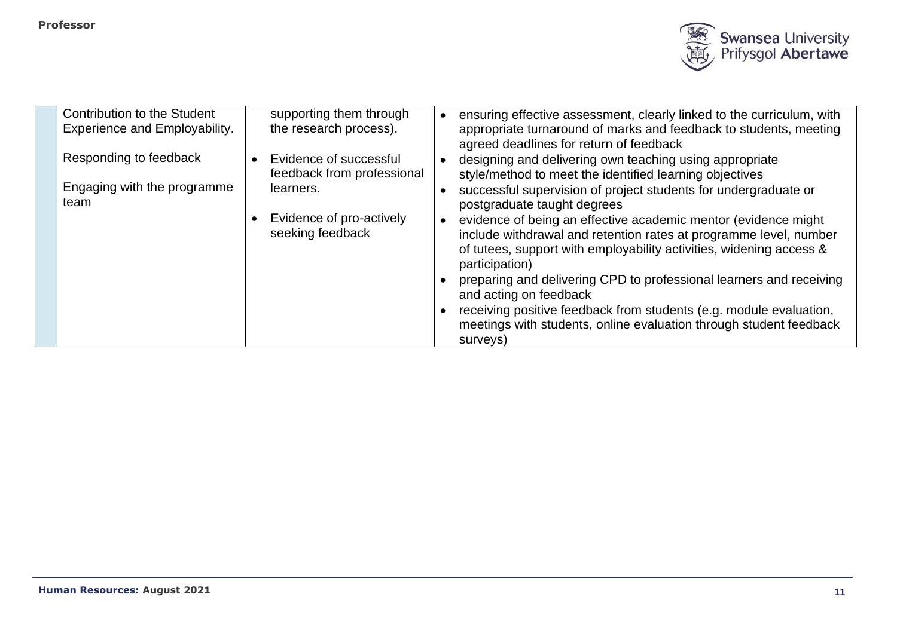| | | | |
|---|---|---|---|
| | Contribution to the Student Experience and Employability.<br><br>Responding to feedback<br><br>Engaging with the programme team | supporting them through the research process).<br><br>• Evidence of successful feedback from professional learners.<br><br>• Evidence of pro-actively seeking feedback | • ensuring effective assessment, clearly linked to the curriculum, with appropriate turnaround of marks and feedback to students, meeting agreed deadlines for return of feedback<br>• designing and delivering own teaching using appropriate style/method to meet the identified learning objectives<br>• successful supervision of project students for undergraduate or postgraduate taught degrees<br>• evidence of being an effective academic mentor (evidence might include withdrawal and retention rates at programme level, number of tutees, support with employability activities, widening access & participation)<br>• preparing and delivering CPD to professional learners and receiving and acting on feedback<br>• receiving positive feedback from students (e.g. module evaluation, meetings with students, online evaluation through student feedback surveys) |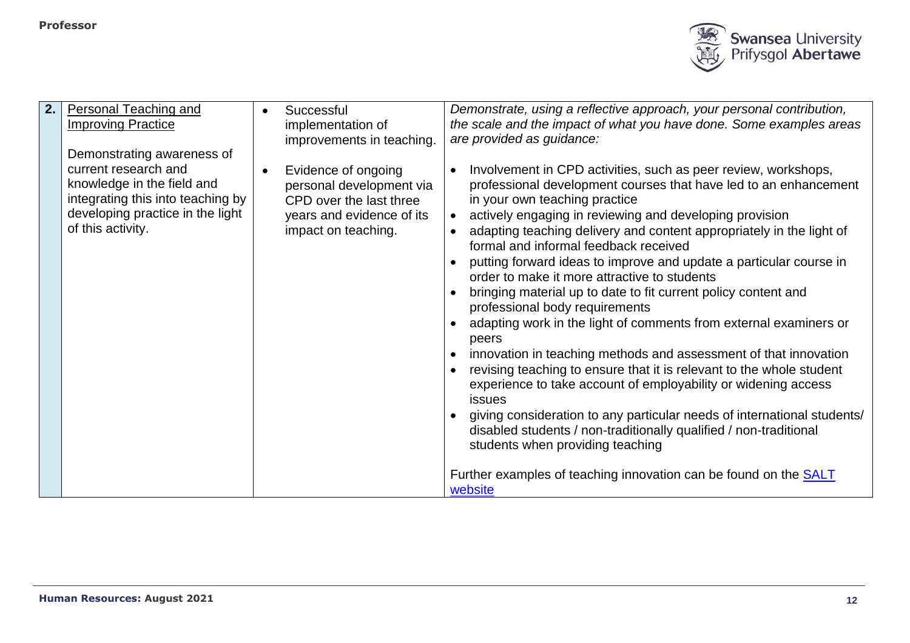| | | | |
|---|---|---|---|
| **2.** | Personal Teaching and Improving Practice<br><br>Demonstrating awareness of current research and knowledge in the field and integrating this into teaching by developing practice in the light of this activity. | • Successful implementation of improvements in teaching.<br><br>• Evidence of ongoing personal development via CPD over the last three years and evidence of its impact on teaching. | *Demonstrate, using a reflective approach, your personal contribution, the scale and the impact of what you have done. Some examples areas are provided as guidance:*<br><br>• Involvement in CPD activities, such as peer review, workshops, professional development courses that have led to an enhancement in your own teaching practice<br>• actively engaging in reviewing and developing provision<br>• adapting teaching delivery and content appropriately in the light of formal and informal feedback received<br>• putting forward ideas to improve and update a particular course in order to make it more attractive to students<br>• bringing material up to date to fit current policy content and professional body requirements<br>• adapting work in the light of comments from external examiners or peers<br>• innovation in teaching methods and assessment of that innovation<br>• revising teaching to ensure that it is relevant to the whole student experience to take account of employability or widening access issues<br>• giving consideration to any particular needs of international students/ disabled students / non-traditionally qualified / non-traditional students when providing teaching<br><br>Further examples of teaching innovation can be found on the SALT website |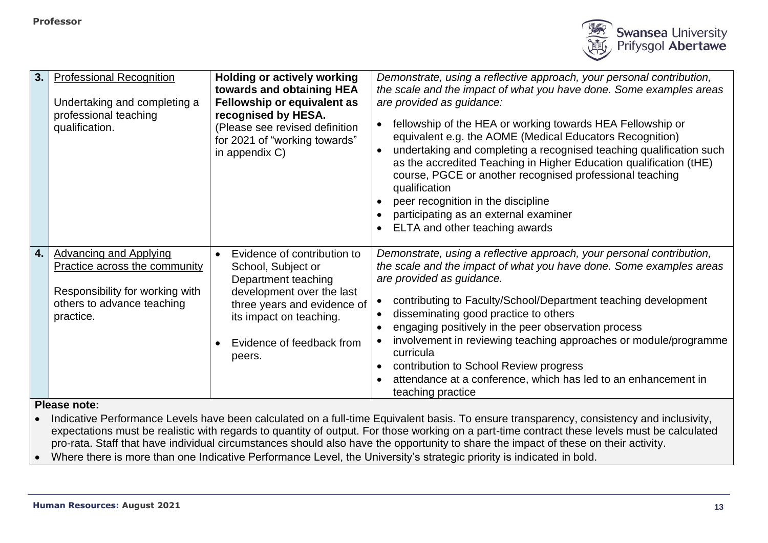| | | | |
|---|---|---|---|
| **3.** | Professional Recognition<br><br>Undertaking and completing a professional teaching qualification. | **Holding or actively working towards and obtaining HEA Fellowship or equivalent as recognised by HESA.**<br>(Please see revised definition for 2021 of "working towards" in appendix C) | *Demonstrate, using a reflective approach, your personal contribution, the scale and the impact of what you have done. Some examples areas are provided as guidance:*<br>• fellowship of the HEA or working towards HEA Fellowship or equivalent e.g. the AOME (Medical Educators Recognition)<br>• undertaking and completing a recognised teaching qualification such as the accredited Teaching in Higher Education qualification (tHE) course, PGCE or another recognised professional teaching qualification<br>• peer recognition in the discipline<br>• participating as an external examiner<br>• ELTA and other teaching awards |
| **4.** | Advancing and Applying Practice across the community<br><br>Responsibility for working with others to advance teaching practice. | • Evidence of contribution to School, Subject or Department teaching development over the last three years and evidence of its impact on teaching.<br>• Evidence of feedback from peers. | *Demonstrate, using a reflective approach, your personal contribution, the scale and the impact of what you have done. Some examples areas are provided as guidance.*<br>• contributing to Faculty/School/Department teaching development<br>• disseminating good practice to others<br>• engaging positively in the peer observation process<br>• involvement in reviewing teaching approaches or module/programme curricula<br>• contribution to School Review progress<br>• attendance at a conference, which has led to an enhancement in teaching practice |

**Please note:**

- Indicative Performance Levels have been calculated on a full-time Equivalent basis. To ensure transparency, consistency and inclusivity, expectations must be realistic with regards to quantity of output. For those working on a part-time contract these levels must be calculated pro-rata. Staff that have individual circumstances should also have the opportunity to share the impact of these on their activity.
- Where there is more than one Indicative Performance Level, the University's strategic priority is indicated in bold.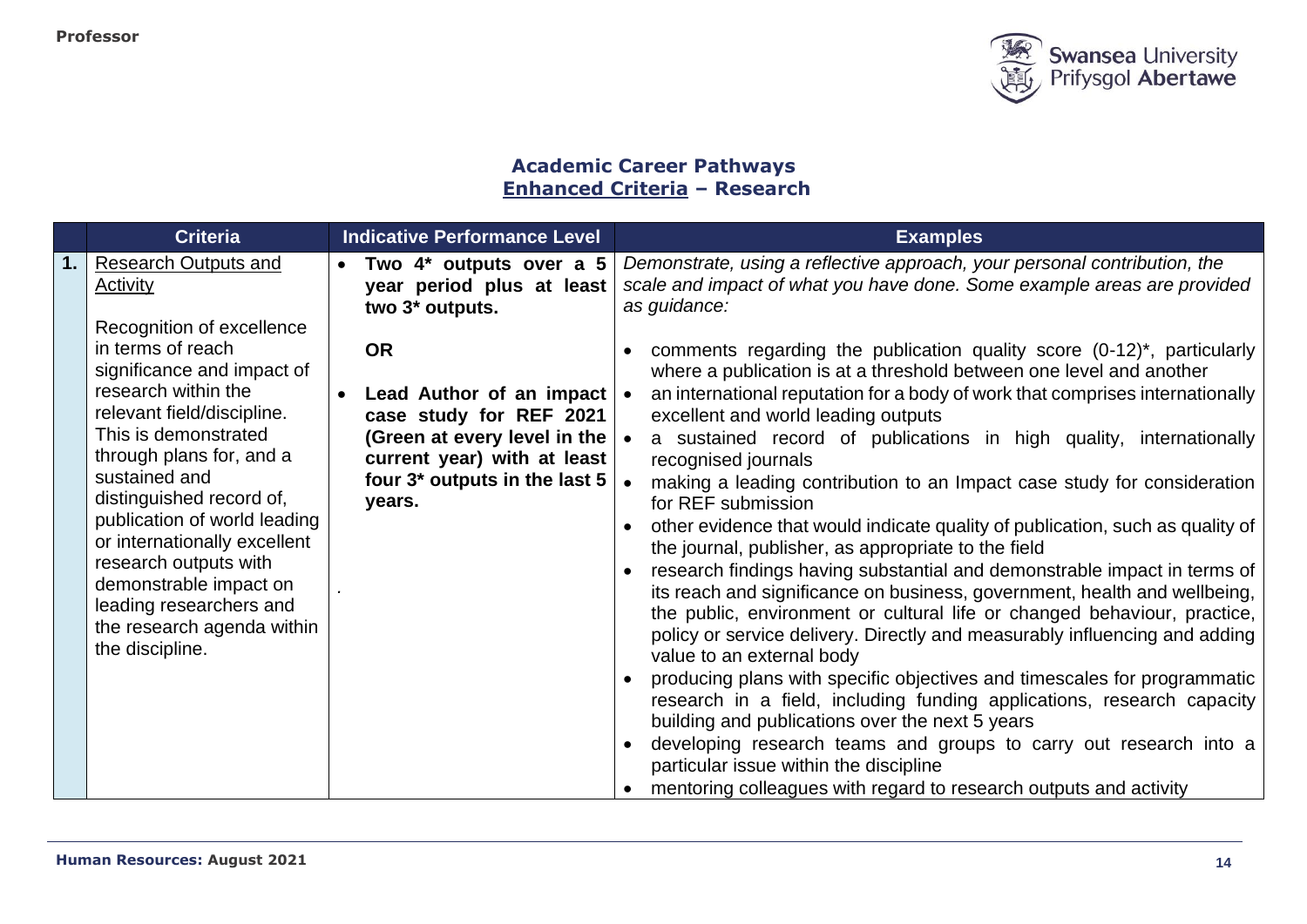## Academic Career Pathways
## Enhanced Criteria – Research

| | Criteria | Indicative Performance Level | Examples |
|---|---|---|---|
| **1.** | Research Outputs and Activity<br><br>Recognition of excellence in terms of reach significance and impact of research within the relevant field/discipline. This is demonstrated through plans for, and a sustained and distinguished record of, publication of world leading or internationally excellent research outputs with demonstrable impact on leading researchers and the research agenda within the discipline. | • **Two 4* outputs over a 5 year period plus at least two 3* outputs.**<br><br>**OR**<br><br>• **Lead Author of an impact case study for REF 2021 (Green at every level in the current year) with at least four 3* outputs in the last 5 years.**<br><br>. | *Demonstrate, using a reflective approach, your personal contribution, the scale and impact of what you have done. Some example areas are provided as guidance:*<br><br>• comments regarding the publication quality score (0-12)*, particularly where a publication is at a threshold between one level and another<br>• an international reputation for a body of work that comprises internationally excellent and world leading outputs<br>• a sustained record of publications in high quality, internationally recognised journals<br>• making a leading contribution to an Impact case study for consideration for REF submission<br>• other evidence that would indicate quality of publication, such as quality of the journal, publisher, as appropriate to the field<br>• research findings having substantial and demonstrable impact in terms of its reach and significance on business, government, health and wellbeing, the public, environment or cultural life or changed behaviour, practice, policy or service delivery. Directly and measurably influencing and adding value to an external body<br>• producing plans with specific objectives and timescales for programmatic research in a field, including funding applications, research capacity building and publications over the next 5 years<br>• developing research teams and groups to carry out research into a particular issue within the discipline<br>• mentoring colleagues with regard to research outputs and activity |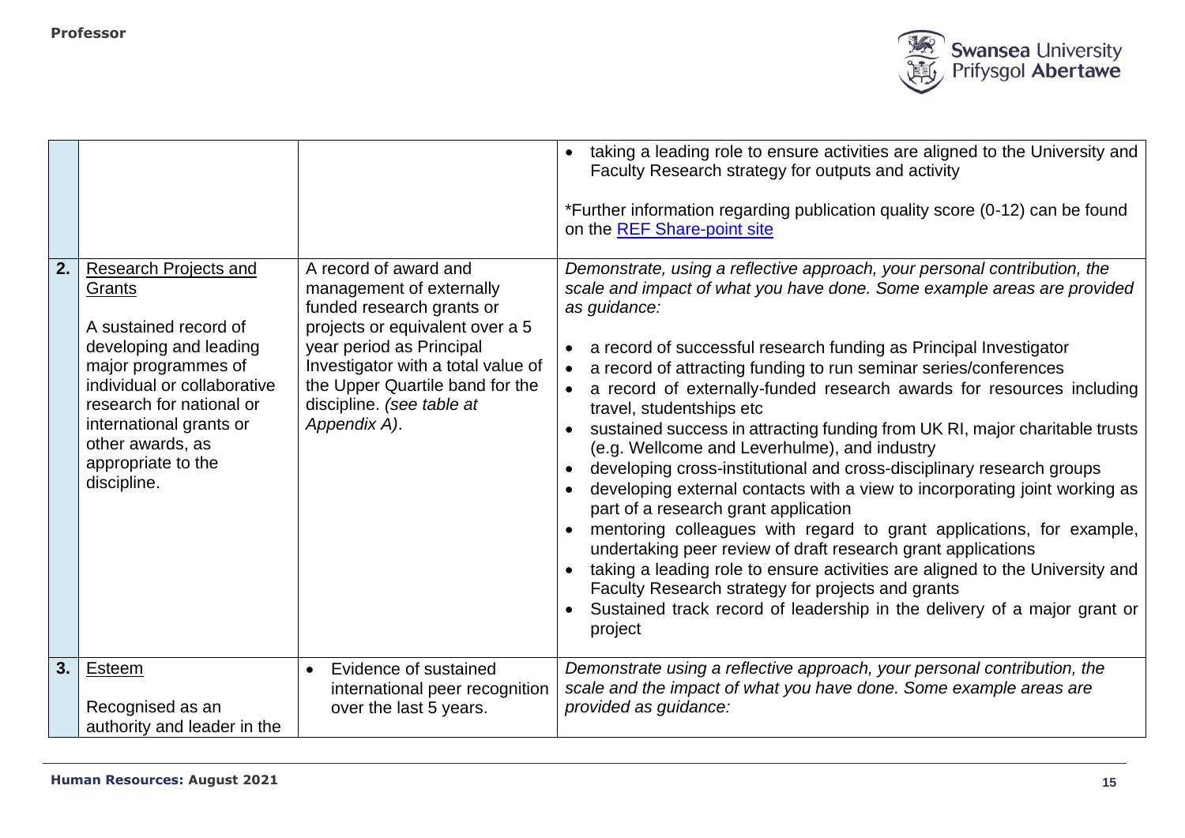| | | | |
|---|---|---|---|
| | | | • taking a leading role to ensure activities are aligned to the University and Faculty Research strategy for outputs and activity<br><br>*Further information regarding publication quality score (0-12) can be found on the [REF Share-point site] |
| **2.** | Research Projects and Grants<br><br>A sustained record of developing and leading major programmes of individual or collaborative research for national or international grants or other awards, as appropriate to the discipline. | A record of award and management of externally funded research grants or projects or equivalent over a 5 year period as Principal Investigator with a total value of the Upper Quartile band for the discipline. *(see table at Appendix A)*. | *Demonstrate, using a reflective approach, your personal contribution, the scale and impact of what you have done. Some example areas are provided as guidance:*<br><br>• a record of successful research funding as Principal Investigator<br>• a record of attracting funding to run seminar series/conferences<br>• a record of externally-funded research awards for resources including travel, studentships etc<br>• sustained success in attracting funding from UK RI, major charitable trusts (e.g. Wellcome and Leverhulme), and industry<br>• developing cross-institutional and cross-disciplinary research groups<br>• developing external contacts with a view to incorporating joint working as part of a research grant application<br>• mentoring colleagues with regard to grant applications, for example, undertaking peer review of draft research grant applications<br>• taking a leading role to ensure activities are aligned to the University and Faculty Research strategy for projects and grants<br>• Sustained track record of leadership in the delivery of a major grant or project |
| **3.** | Esteem<br><br>Recognised as an authority and leader in the | • Evidence of sustained international peer recognition over the last 5 years. | *Demonstrate using a reflective approach, your personal contribution, the scale and the impact of what you have done. Some example areas are provided as guidance:* |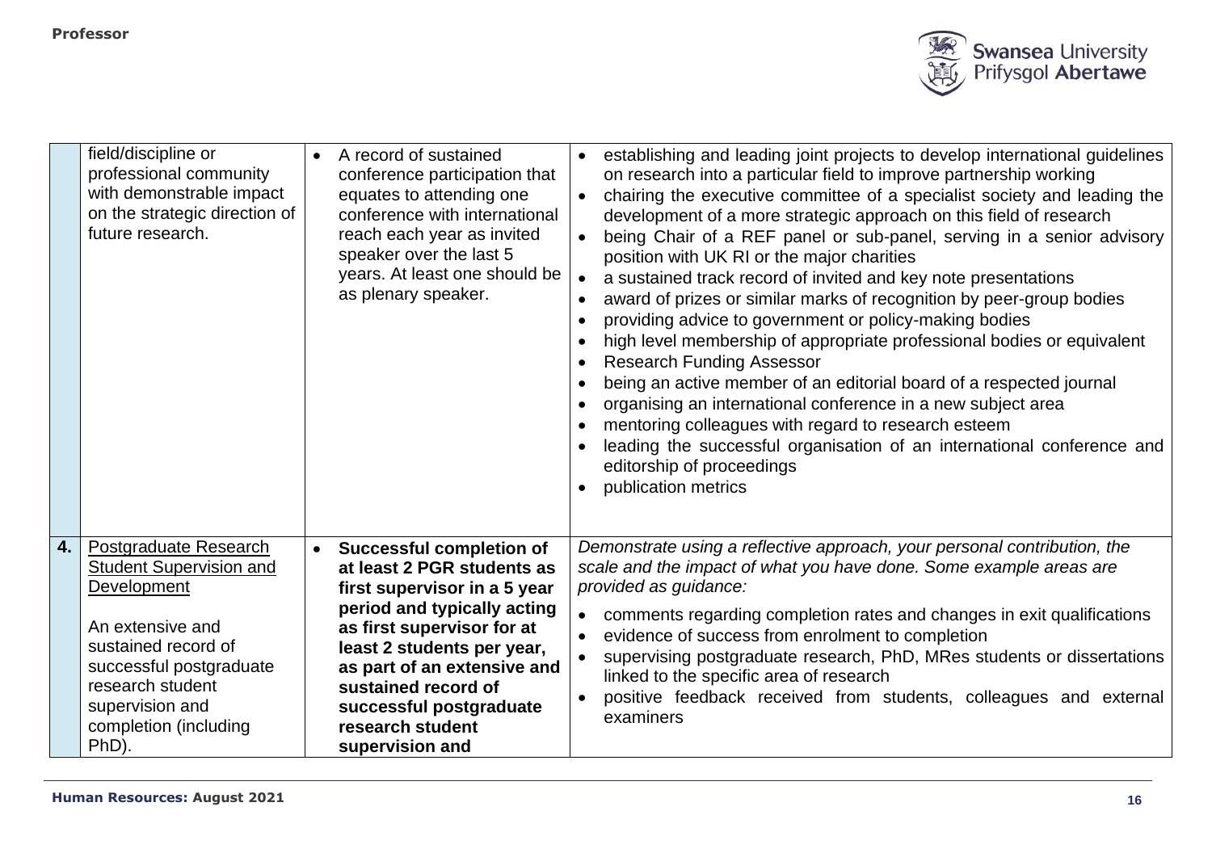| | | | |
|---|---|---|---|
| | field/discipline or professional community with demonstrable impact on the strategic direction of future research. | • A record of sustained conference participation that equates to attending one conference with international reach each year as invited speaker over the last 5 years. At least one should be as plenary speaker. | • establishing and leading joint projects to develop international guidelines on research into a particular field to improve partnership working<br>• chairing the executive committee of a specialist society and leading the development of a more strategic approach on this field of research<br>• being Chair of a REF panel or sub-panel, serving in a senior advisory position with UK RI or the major charities<br>• a sustained track record of invited and key note presentations<br>• award of prizes or similar marks of recognition by peer-group bodies<br>• providing advice to government or policy-making bodies<br>• high level membership of appropriate professional bodies or equivalent<br>• Research Funding Assessor<br>• being an active member of an editorial board of a respected journal<br>• organising an international conference in a new subject area<br>• mentoring colleagues with regard to research esteem<br>• leading the successful organisation of an international conference and editorship of proceedings<br>• publication metrics |
| **4.** | Postgraduate Research Student Supervision and Development<br><br>An extensive and sustained record of successful postgraduate research student supervision and completion (including PhD). | • **Successful completion of at least 2 PGR students as first supervisor in a 5 year period and typically acting as first supervisor for at least 2 students per year, as part of an extensive and sustained record of successful postgraduate research student supervision and** | *Demonstrate using a reflective approach, your personal contribution, the scale and the impact of what you have done. Some example areas are provided as guidance:*<br>• comments regarding completion rates and changes in exit qualifications<br>• evidence of success from enrolment to completion<br>• supervising postgraduate research, PhD, MRes students or dissertations linked to the specific area of research<br>• positive feedback received from students, colleagues and external examiners |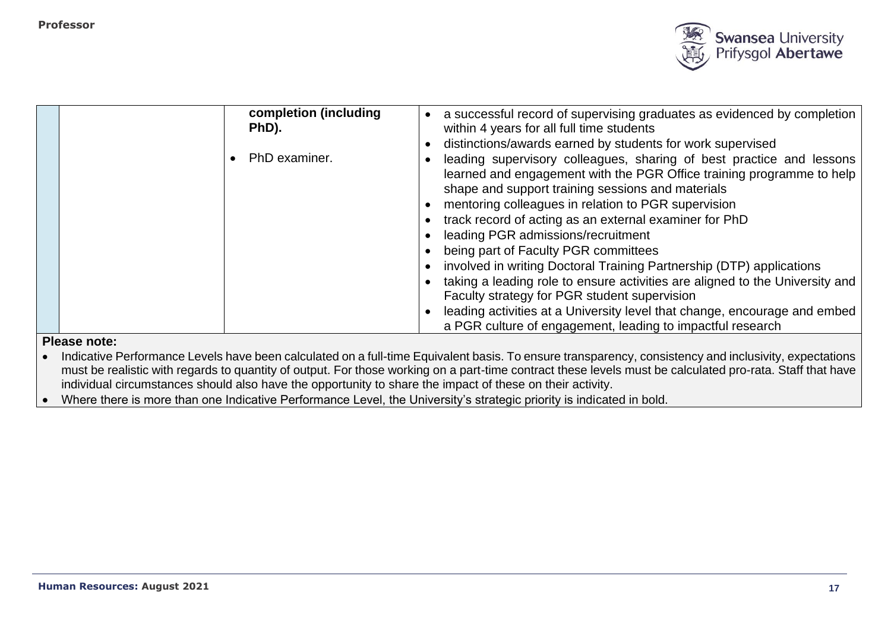| | | |
|---|---|---|
| | **completion (including PhD).**<br><br>• PhD examiner. | • a successful record of supervising graduates as evidenced by completion within 4 years for all full time students<br>• distinctions/awards earned by students for work supervised<br>• leading supervisory colleagues, sharing of best practice and lessons learned and engagement with the PGR Office training programme to help shape and support training sessions and materials<br>• mentoring colleagues in relation to PGR supervision<br>• track record of acting as an external examiner for PhD<br>• leading PGR admissions/recruitment<br>• being part of Faculty PGR committees<br>• involved in writing Doctoral Training Partnership (DTP) applications<br>• taking a leading role to ensure activities are aligned to the University and Faculty strategy for PGR student supervision<br>• leading activities at a University level that change, encourage and embed a PGR culture of engagement, leading to impactful research |

**Please note:**

- Indicative Performance Levels have been calculated on a full-time Equivalent basis. To ensure transparency, consistency and inclusivity, expectations must be realistic with regards to quantity of output. For those working on a part-time contract these levels must be calculated pro-rata. Staff that have individual circumstances should also have the opportunity to share the impact of these on their activity.
- Where there is more than one Indicative Performance Level, the University's strategic priority is indicated in bold.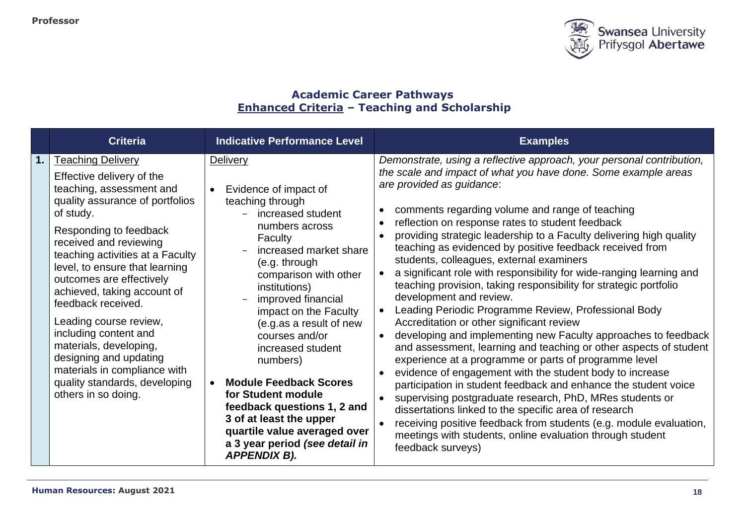## Academic Career Pathways
## Enhanced Criteria – Teaching and Scholarship

| | Criteria | Indicative Performance Level | Examples |
|---|---|---|---|
| **1.** | Teaching Delivery<br><br>Effective delivery of the teaching, assessment and quality assurance of portfolios of study.<br><br>Responding to feedback received and reviewing teaching activities at a Faculty level, to ensure that learning outcomes are effectively achieved, taking account of feedback received.<br><br>Leading course review, including content and materials, developing, designing and updating materials in compliance with quality standards, developing others in so doing. | Delivery<br><br>• Evidence of impact of teaching through<br>&nbsp;&nbsp;– increased student numbers across Faculty<br>&nbsp;&nbsp;– increased market share (e.g. through comparison with other institutions)<br>&nbsp;&nbsp;– improved financial impact on the Faculty (e.g.as a result of new courses and/or increased student numbers)<br><br>• **Module Feedback Scores for Student module feedback questions 1, 2 and 3 of at least the upper quartile value averaged over a 3 year period *(see detail in APPENDIX B).*** | *Demonstrate, using a reflective approach, your personal contribution, the scale and impact of what you have done. Some example areas are provided as guidance*:<br><br>• comments regarding volume and range of teaching<br>• reflection on response rates to student feedback<br>• providing strategic leadership to a Faculty delivering high quality teaching as evidenced by positive feedback received from students, colleagues, external examiners<br>• a significant role with responsibility for wide-ranging learning and teaching provision, taking responsibility for strategic portfolio development and review.<br>• Leading Periodic Programme Review, Professional Body Accreditation or other significant review<br>• developing and implementing new Faculty approaches to feedback and assessment, learning and teaching or other aspects of student experience at a programme or parts of programme level<br>• evidence of engagement with the student body to increase participation in student feedback and enhance the student voice<br>• supervising postgraduate research, PhD, MRes students or dissertations linked to the specific area of research<br>• receiving positive feedback from students (e.g. module evaluation, meetings with students, online evaluation through student feedback surveys) |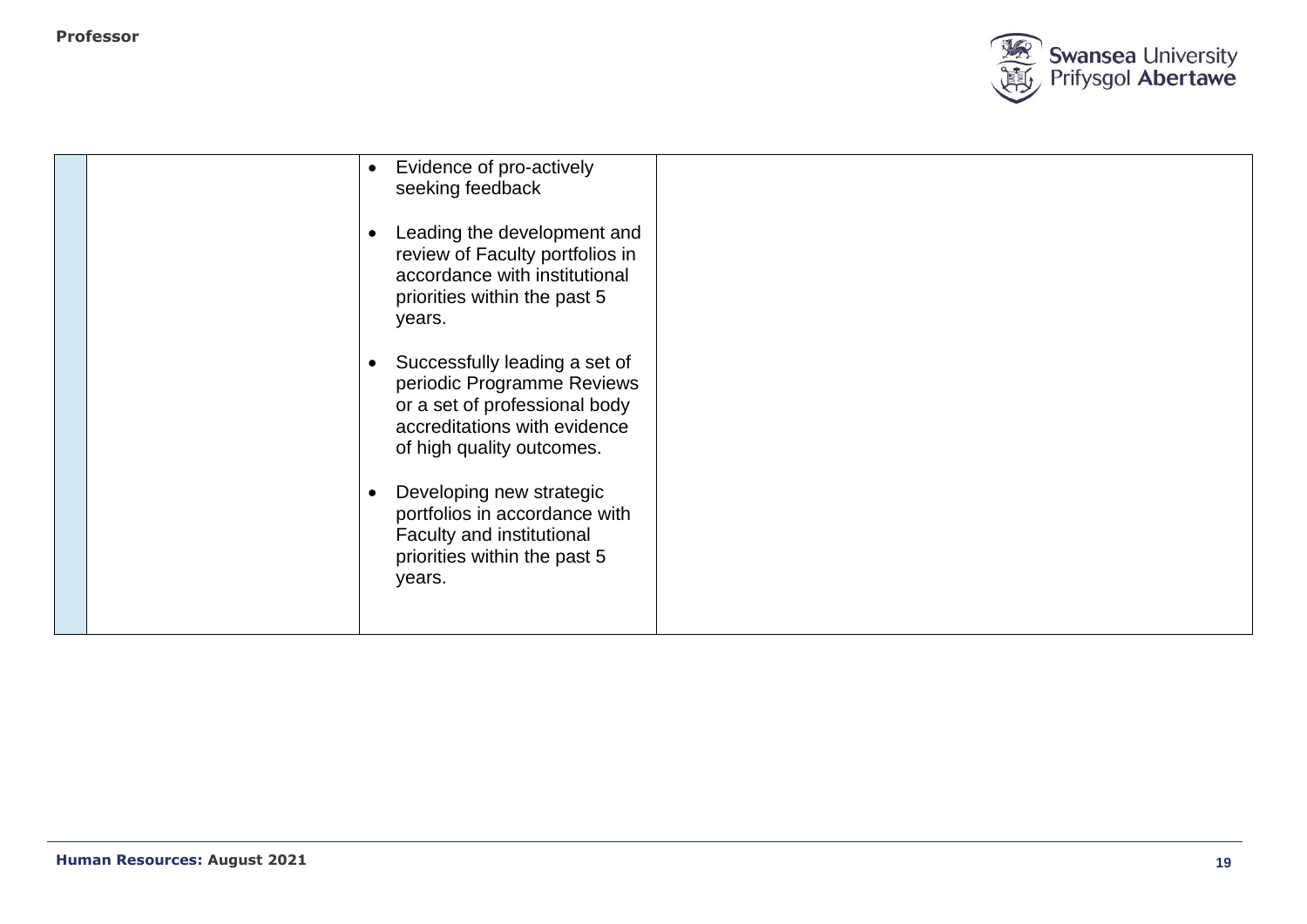|  |  |  |  |
|---|---|---|---|
|  |  | • Evidence of pro-actively seeking feedback<br><br>• Leading the development and review of Faculty portfolios in accordance with institutional priorities within the past 5 years.<br><br>• Successfully leading a set of periodic Programme Reviews or a set of professional body accreditations with evidence of high quality outcomes.<br><br>• Developing new strategic portfolios in accordance with Faculty and institutional priorities within the past 5 years. |  |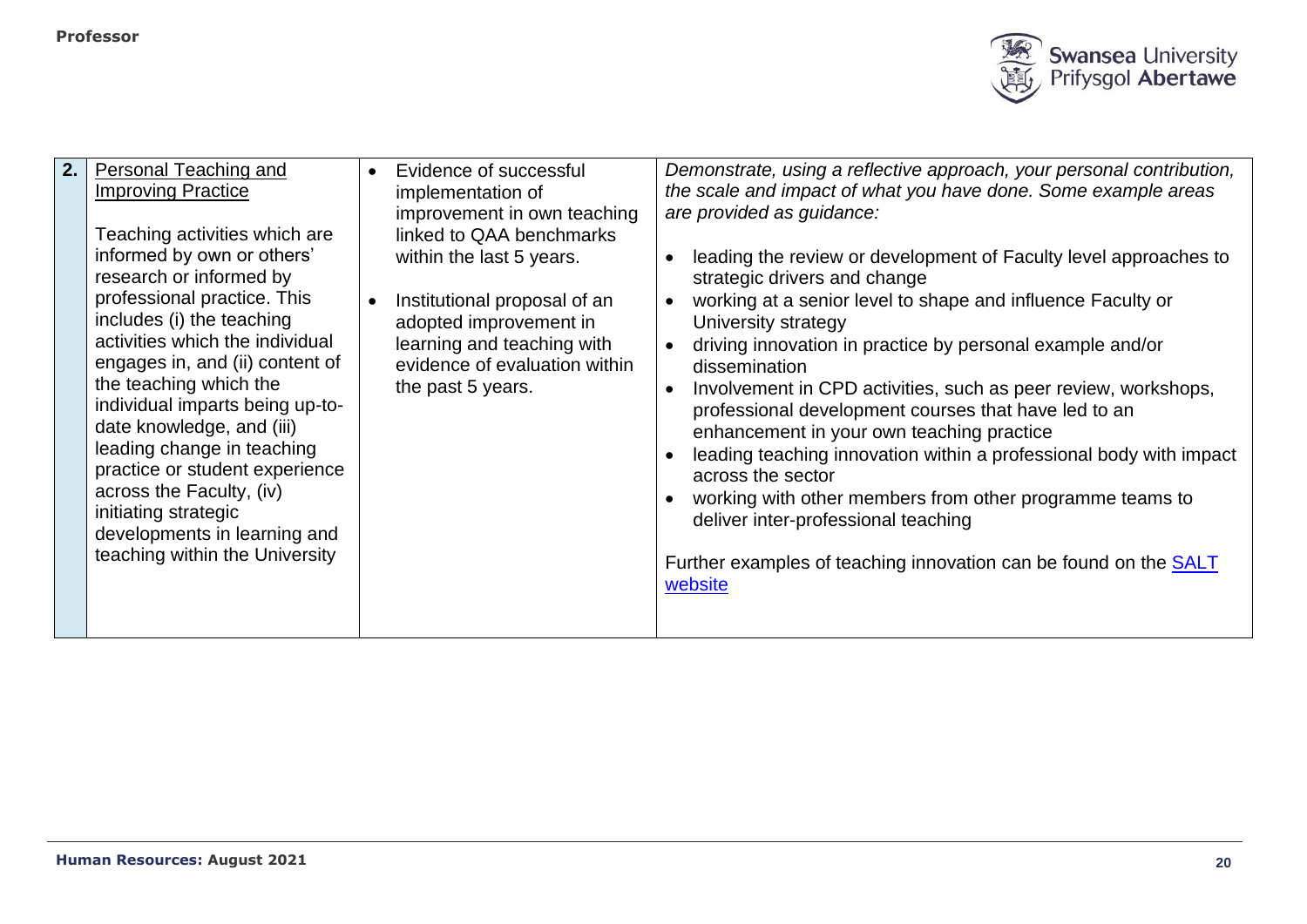| 2. | <u>Personal Teaching and Improving Practice</u><br><br>Teaching activities which are informed by own or others' research or informed by professional practice. This includes (i) the teaching activities which the individual engages in, and (ii) content of the teaching which the individual imparts being up-to-date knowledge, and (iii) leading change in teaching practice or student experience across the Faculty, (iv) initiating strategic developments in learning and teaching within the University | • Evidence of successful implementation of improvement in own teaching linked to QAA benchmarks within the last 5 years.<br><br>• Institutional proposal of an adopted improvement in learning and teaching with evidence of evaluation within the past 5 years. | *Demonstrate, using a reflective approach, your personal contribution, the scale and impact of what you have done. Some example areas are provided as guidance:*<br><br>• leading the review or development of Faculty level approaches to strategic drivers and change<br>• working at a senior level to shape and influence Faculty or University strategy<br>• driving innovation in practice by personal example and/or dissemination<br>• Involvement in CPD activities, such as peer review, workshops, professional development courses that have led to an enhancement in your own teaching practice<br>• leading teaching innovation within a professional body with impact across the sector<br>• working with other members from other programme teams to deliver inter-professional teaching<br><br>Further examples of teaching innovation can be found on the [SALT website]() |
|---|---|---|---|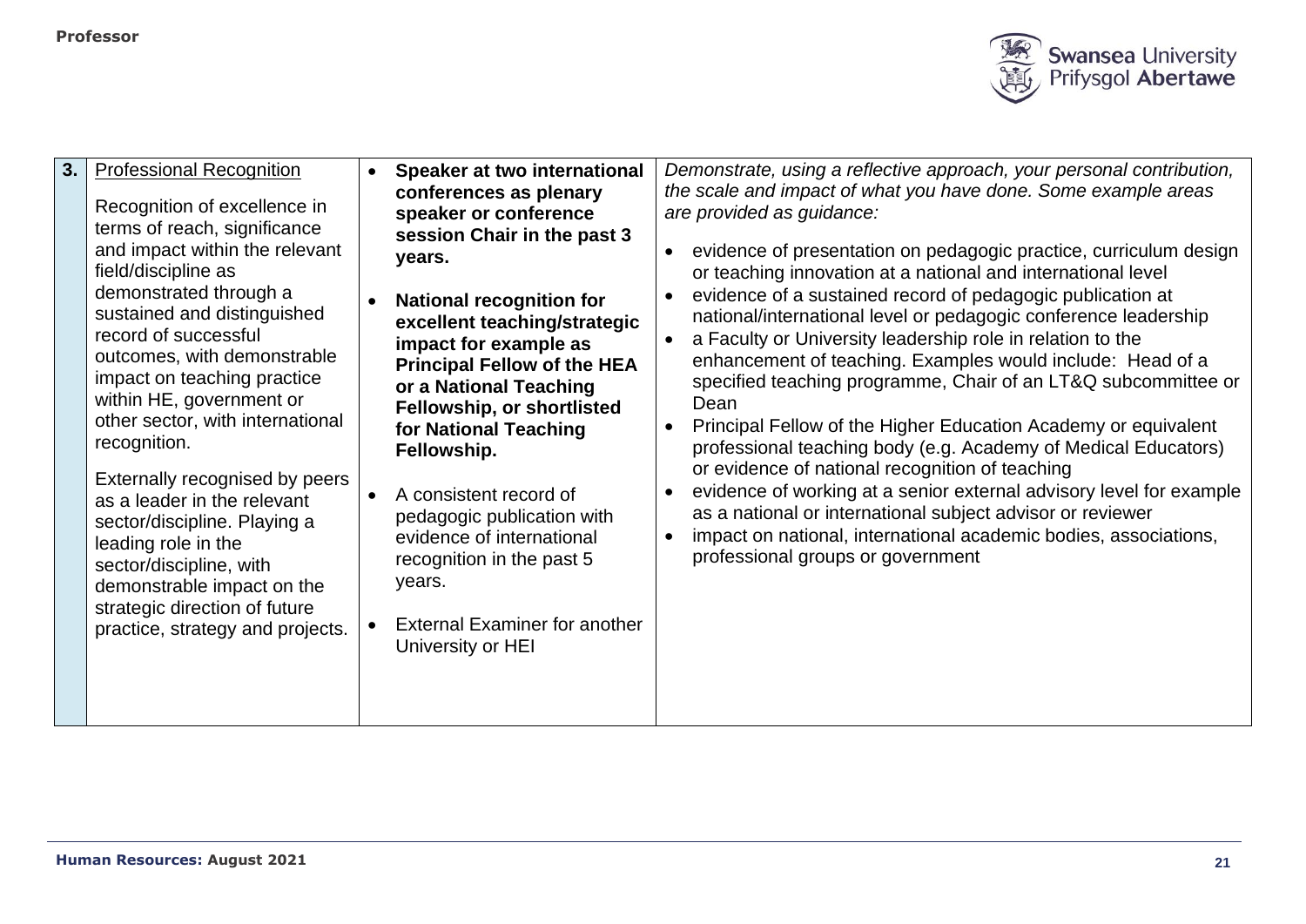| | | | |
|---|---|---|---|
| **3.** | Professional Recognition<br><br>Recognition of excellence in terms of reach, significance and impact within the relevant field/discipline as demonstrated through a sustained and distinguished record of successful outcomes, with demonstrable impact on teaching practice within HE, government or other sector, with international recognition.<br><br>Externally recognised by peers as a leader in the relevant sector/discipline. Playing a leading role in the sector/discipline, with demonstrable impact on the strategic direction of future practice, strategy and projects. | • **Speaker at two international conferences as plenary speaker or conference session Chair in the past 3 years.**<br><br>• **National recognition for excellent teaching/strategic impact for example as Principal Fellow of the HEA or a National Teaching Fellowship, or shortlisted for National Teaching Fellowship.**<br><br>• A consistent record of pedagogic publication with evidence of international recognition in the past 5 years.<br><br>• External Examiner for another University or HEI | *Demonstrate, using a reflective approach, your personal contribution, the scale and impact of what you have done. Some example areas are provided as guidance:*<br><br>• evidence of presentation on pedagogic practice, curriculum design or teaching innovation at a national and international level<br>• evidence of a sustained record of pedagogic publication at national/international level or pedagogic conference leadership<br>• a Faculty or University leadership role in relation to the enhancement of teaching. Examples would include: Head of a specified teaching programme, Chair of an LT&Q subcommittee or Dean<br>• Principal Fellow of the Higher Education Academy or equivalent professional teaching body (e.g. Academy of Medical Educators) or evidence of national recognition of teaching<br>• evidence of working at a senior external advisory level for example as a national or international subject advisor or reviewer<br>• impact on national, international academic bodies, associations, professional groups or government |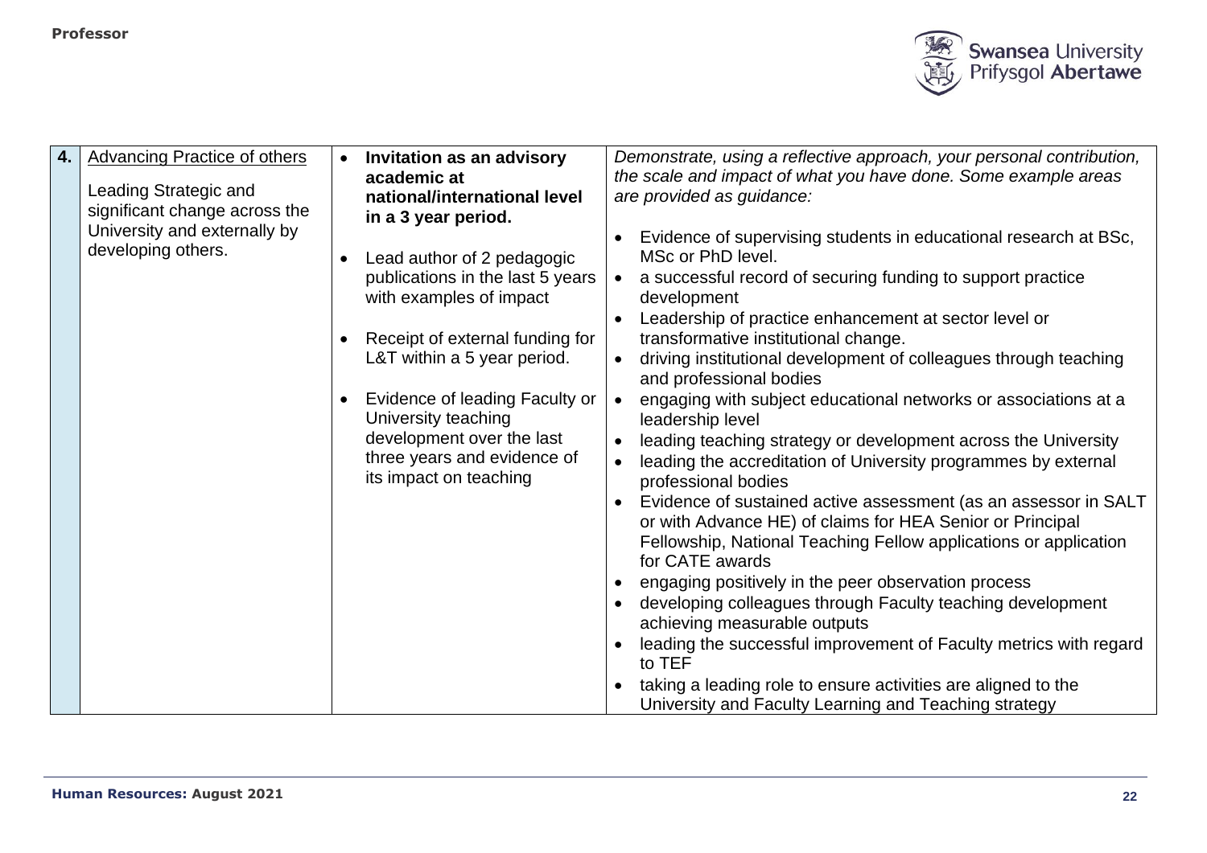| 4. | Advancing Practice of others<br><br>Leading Strategic and significant change across the University and externally by developing others. | • **Invitation as an advisory academic at national/international level in a 3 year period.**<br><br>• Lead author of 2 pedagogic publications in the last 5 years with examples of impact<br><br>• Receipt of external funding for L&T within a 5 year period.<br><br>• Evidence of leading Faculty or University teaching development over the last three years and evidence of its impact on teaching | *Demonstrate, using a reflective approach, your personal contribution, the scale and impact of what you have done. Some example areas are provided as guidance:*<br><br>• Evidence of supervising students in educational research at BSc, MSc or PhD level.<br>• a successful record of securing funding to support practice development<br>• Leadership of practice enhancement at sector level or transformative institutional change.<br>• driving institutional development of colleagues through teaching and professional bodies<br>• engaging with subject educational networks or associations at a leadership level<br>• leading teaching strategy or development across the University<br>• leading the accreditation of University programmes by external professional bodies<br>• Evidence of sustained active assessment (as an assessor in SALT or with Advance HE) of claims for HEA Senior or Principal Fellowship, National Teaching Fellow applications or application for CATE awards<br>• engaging positively in the peer observation process<br>• developing colleagues through Faculty teaching development achieving measurable outputs<br>• leading the successful improvement of Faculty metrics with regard to TEF<br>• taking a leading role to ensure activities are aligned to the University and Faculty Learning and Teaching strategy |
|---|---|---|---|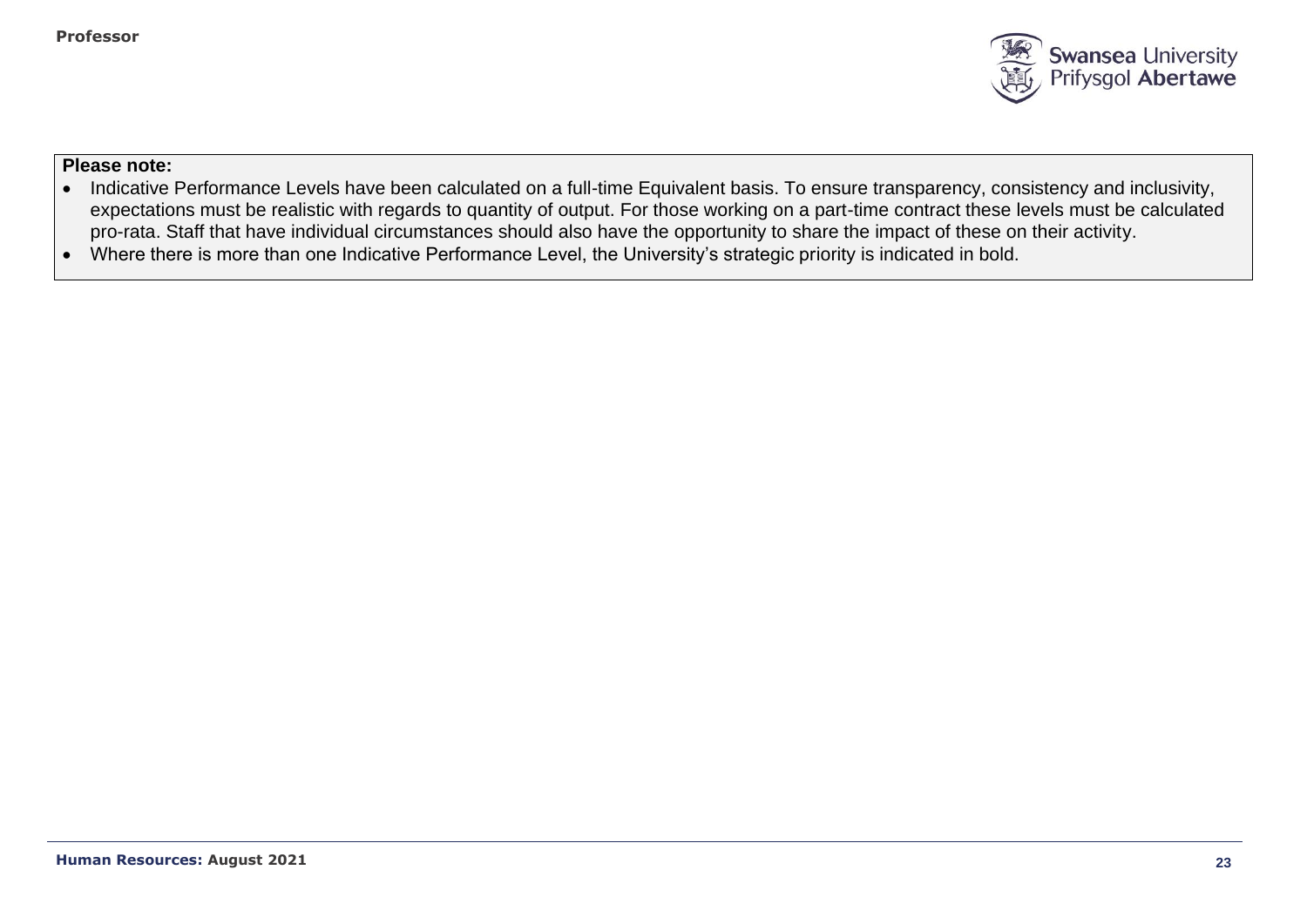**Please note:**

- Indicative Performance Levels have been calculated on a full-time Equivalent basis. To ensure transparency, consistency and inclusivity, expectations must be realistic with regards to quantity of output. For those working on a part-time contract these levels must be calculated pro-rata. Staff that have individual circumstances should also have the opportunity to share the impact of these on their activity.
- Where there is more than one Indicative Performance Level, the University's strategic priority is indicated in bold.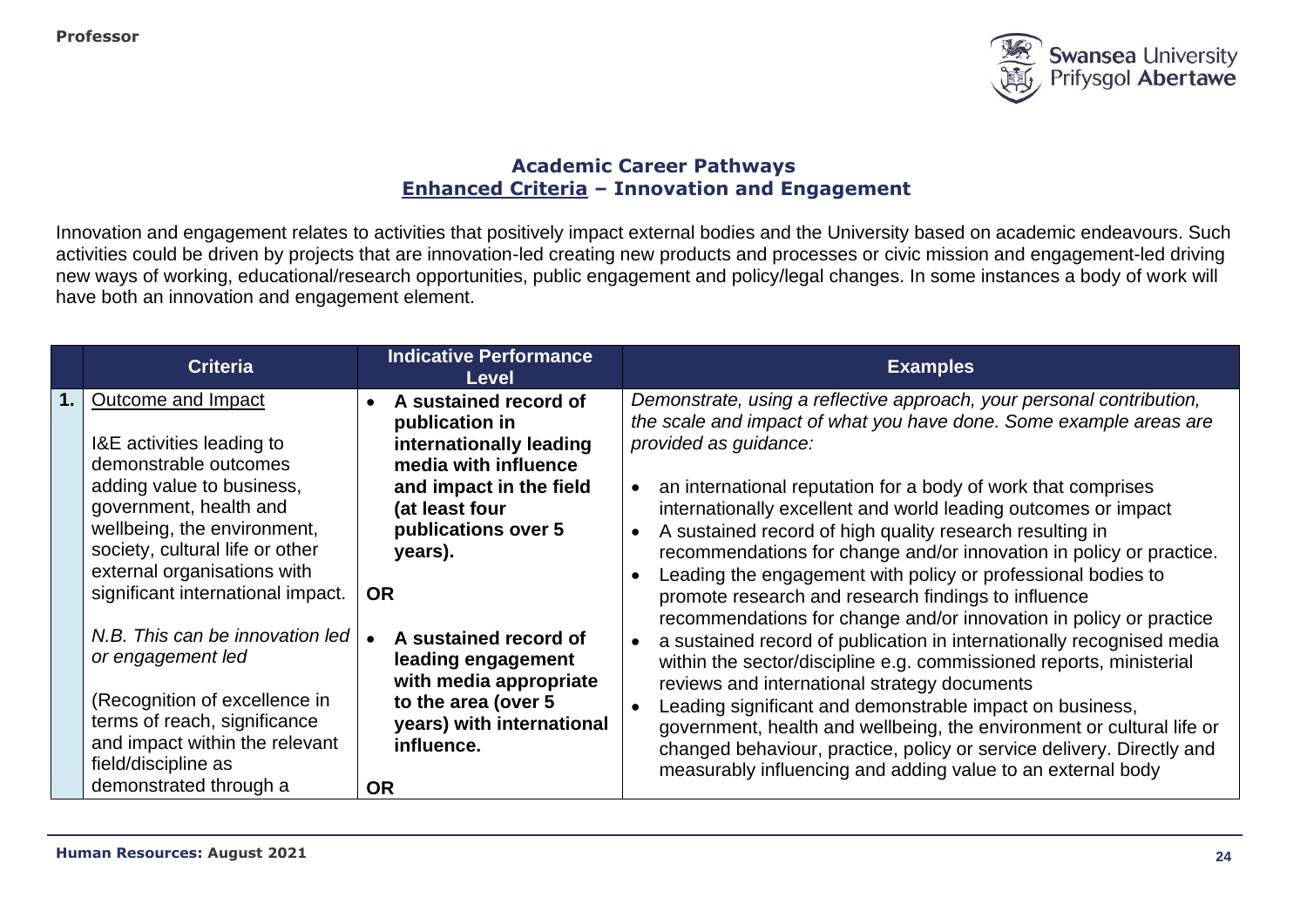**Academic Career Pathways**
**Enhanced Criteria – Innovation and Engagement**

Innovation and engagement relates to activities that positively impact external bodies and the University based on academic endeavours. Such activities could be driven by projects that are innovation-led creating new products and processes or civic mission and engagement-led driving new ways of working, educational/research opportunities, public engagement and policy/legal changes. In some instances a body of work will have both an innovation and engagement element.

| | Criteria | Indicative Performance Level | Examples |
|---|---|---|---|
| **1.** | Outcome and Impact<br><br>I&E activities leading to demonstrable outcomes adding value to business, government, health and wellbeing, the environment, society, cultural life or other external organisations with significant international impact.<br><br>*N.B. This can be innovation led or engagement led*<br><br>(Recognition of excellence in terms of reach, significance and impact within the relevant field/discipline as demonstrated through a | • **A sustained record of publication in internationally leading media with influence and impact in the field (at least four publications over 5 years).**<br><br>**OR**<br><br>• **A sustained record of leading engagement with media appropriate to the area (over 5 years) with international influence.**<br><br>**OR** | *Demonstrate, using a reflective approach, your personal contribution, the scale and impact of what you have done. Some example areas are provided as guidance:*<br><br>• an international reputation for a body of work that comprises internationally excellent and world leading outcomes or impact<br>• A sustained record of high quality research resulting in recommendations for change and/or innovation in policy or practice.<br>• Leading the engagement with policy or professional bodies to promote research and research findings to influence recommendations for change and/or innovation in policy or practice<br>• a sustained record of publication in internationally recognised media within the sector/discipline e.g. commissioned reports, ministerial reviews and international strategy documents<br>• Leading significant and demonstrable impact on business, government, health and wellbeing, the environment or cultural life or changed behaviour, practice, policy or service delivery. Directly and measurably influencing and adding value to an external body |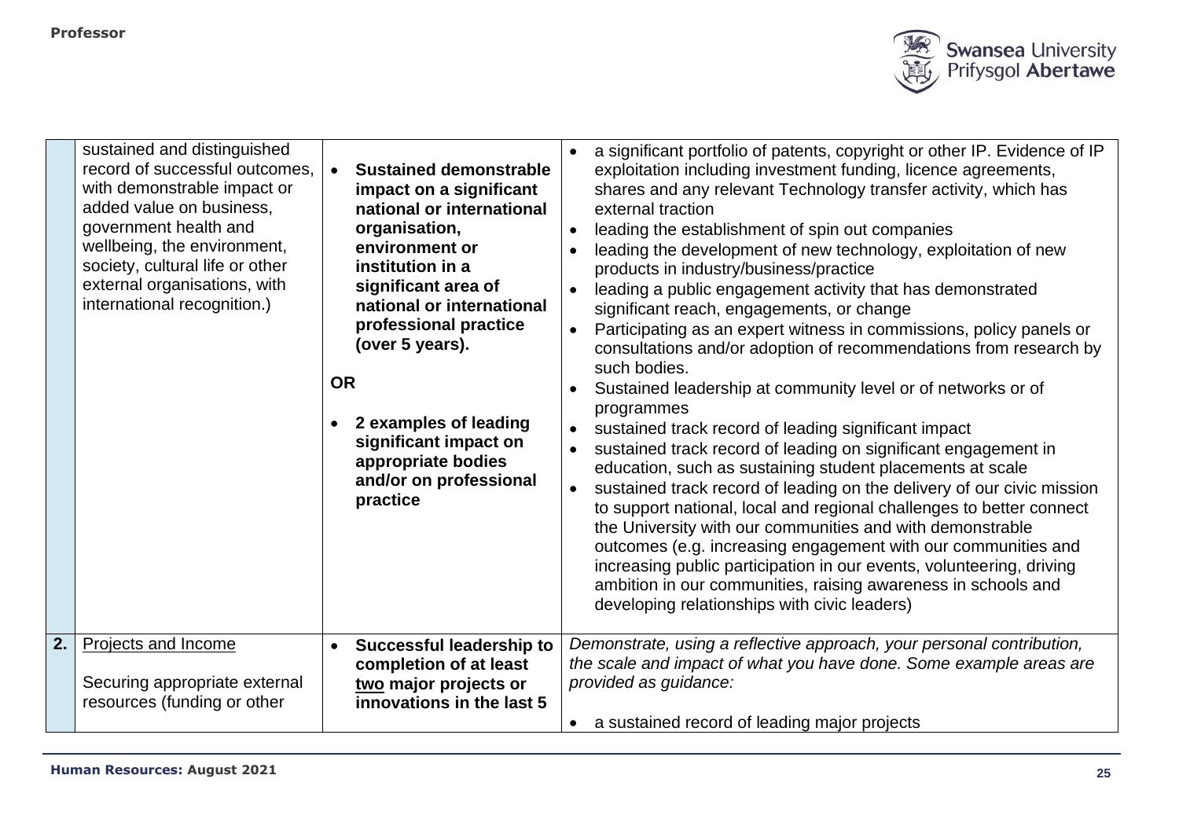| | | | |
|---|---|---|---|
| | sustained and distinguished record of successful outcomes, with demonstrable impact or added value on business, government health and wellbeing, the environment, society, cultural life or other external organisations, with international recognition.) | • **Sustained demonstrable impact on a significant national or international organisation, environment or institution in a significant area of national or international professional practice (over 5 years).** <br><br> **OR** <br><br> • **2 examples of leading significant impact on appropriate bodies and/or on professional practice** | • a significant portfolio of patents, copyright or other IP. Evidence of IP exploitation including investment funding, licence agreements, shares and any relevant Technology transfer activity, which has external traction <br> • leading the establishment of spin out companies <br> • leading the development of new technology, exploitation of new products in industry/business/practice <br> • leading a public engagement activity that has demonstrated significant reach, engagements, or change <br> • Participating as an expert witness in commissions, policy panels or consultations and/or adoption of recommendations from research by such bodies. <br> • Sustained leadership at community level or of networks or of programmes <br> • sustained track record of leading significant impact <br> • sustained track record of leading on significant engagement in education, such as sustaining student placements at scale <br> • sustained track record of leading on the delivery of our civic mission to support national, local and regional challenges to better connect the University with our communities and with demonstrable outcomes (e.g. increasing engagement with our communities and increasing public participation in our events, volunteering, driving ambition in our communities, raising awareness in schools and developing relationships with civic leaders) |
| **2.** | Projects and Income <br><br> Securing appropriate external resources (funding or other | • **Successful leadership to completion of at least two major projects or innovations in the last 5** | *Demonstrate, using a reflective approach, your personal contribution, the scale and impact of what you have done. Some example areas are provided as guidance:* <br><br> • a sustained record of leading major projects |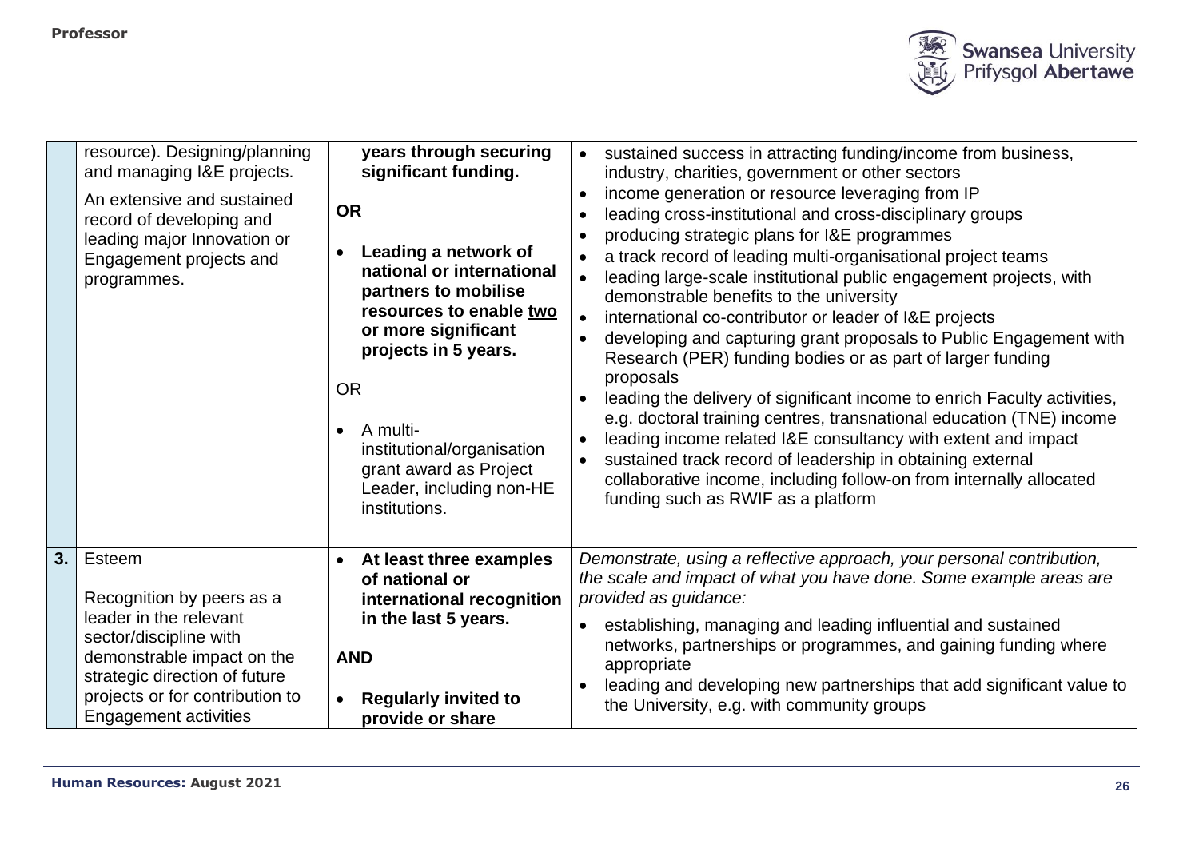|  |  |  |  |
|---|---|---|---|
|  | resource). Designing/planning and managing I&E projects.<br><br>An extensive and sustained record of developing and leading major Innovation or Engagement projects and programmes. | **years through securing significant funding.**<br><br>**OR**<br><br>• **Leading a network of national or international partners to mobilise resources to enable <u>two</u> or more significant projects in 5 years.**<br><br>OR<br><br>• A multi-institutional/organisation grant award as Project Leader, including non-HE institutions. | • sustained success in attracting funding/income from business, industry, charities, government or other sectors<br>• income generation or resource leveraging from IP<br>• leading cross-institutional and cross-disciplinary groups<br>• producing strategic plans for I&E programmes<br>• a track record of leading multi-organisational project teams<br>• leading large-scale institutional public engagement projects, with demonstrable benefits to the university<br>• international co-contributor or leader of I&E projects<br>• developing and capturing grant proposals to Public Engagement with Research (PER) funding bodies or as part of larger funding proposals<br>• leading the delivery of significant income to enrich Faculty activities, e.g. doctoral training centres, transnational education (TNE) income<br>• leading income related I&E consultancy with extent and impact<br>• sustained track record of leadership in obtaining external collaborative income, including follow-on from internally allocated funding such as RWIF as a platform |
| **3.** | <u>Esteem</u><br><br>Recognition by peers as a leader in the relevant sector/discipline with demonstrable impact on the strategic direction of future projects or for contribution to Engagement activities | • **At least three examples of national or international recognition in the last 5 years.**<br><br>**AND**<br><br>• **Regularly invited to provide or share** | *Demonstrate, using a reflective approach, your personal contribution, the scale and impact of what you have done. Some example areas are provided as guidance:*<br><br>• establishing, managing and leading influential and sustained networks, partnerships or programmes, and gaining funding where appropriate<br>• leading and developing new partnerships that add significant value to the University, e.g. with community groups |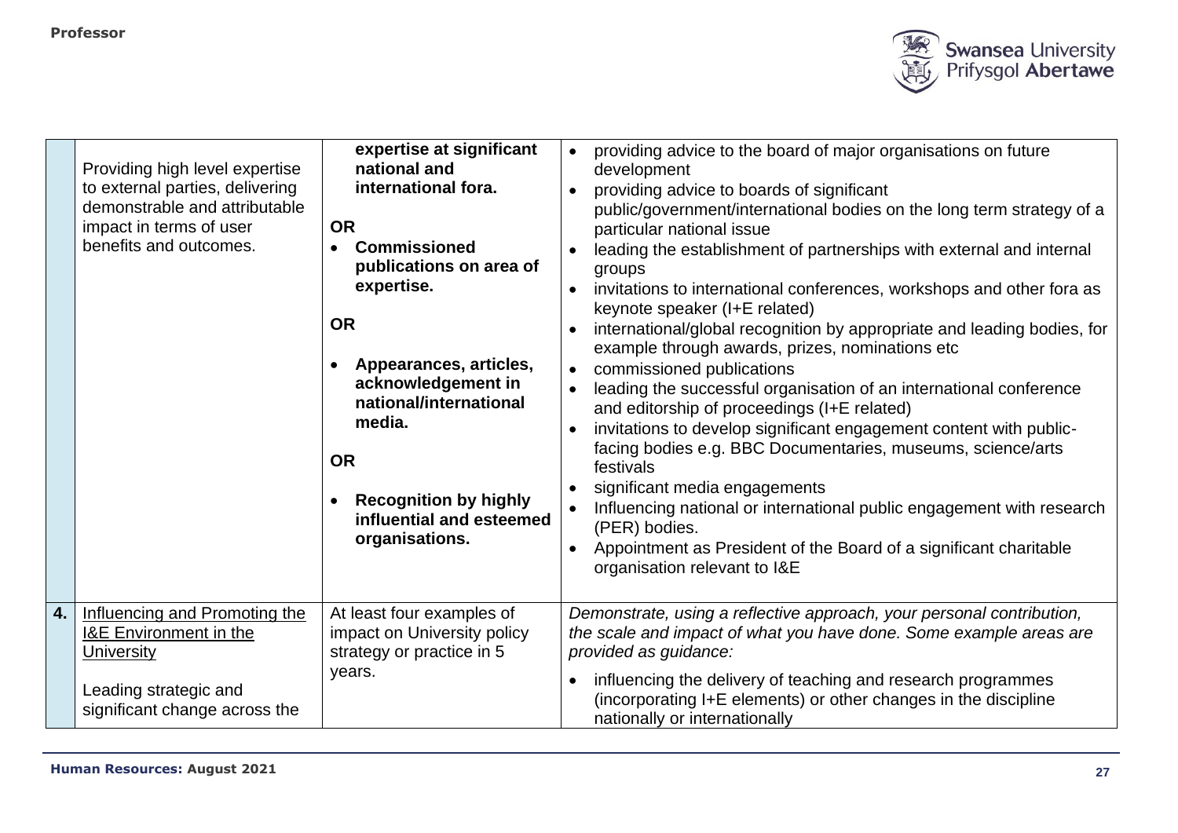| | | | |
|---|---|---|---|
| | Providing high level expertise to external parties, delivering demonstrable and attributable impact in terms of user benefits and outcomes. | **expertise at significant national and international fora.**<br><br>**OR**<br>• **Commissioned publications on area of expertise.**<br><br>**OR**<br>• **Appearances, articles, acknowledgement in national/international media.**<br><br>**OR**<br>• **Recognition by highly influential and esteemed organisations.** | • providing advice to the board of major organisations on future development<br>• providing advice to boards of significant public/government/international bodies on the long term strategy of a particular national issue<br>• leading the establishment of partnerships with external and internal groups<br>• invitations to international conferences, workshops and other fora as keynote speaker (I+E related)<br>• international/global recognition by appropriate and leading bodies, for example through awards, prizes, nominations etc<br>• commissioned publications<br>• leading the successful organisation of an international conference and editorship of proceedings (I+E related)<br>• invitations to develop significant engagement content with public-facing bodies e.g. BBC Documentaries, museums, science/arts festivals<br>• significant media engagements<br>• Influencing national or international public engagement with research (PER) bodies.<br>• Appointment as President of the Board of a significant charitable organisation relevant to I&E |
| **4.** | Influencing and Promoting the I&E Environment in the University<br><br>Leading strategic and significant change across the | At least four examples of impact on University policy strategy or practice in 5 years. | *Demonstrate, using a reflective approach, your personal contribution, the scale and impact of what you have done. Some example areas are provided as guidance:*<br><br>• influencing the delivery of teaching and research programmes (incorporating I+E elements) or other changes in the discipline nationally or internationally |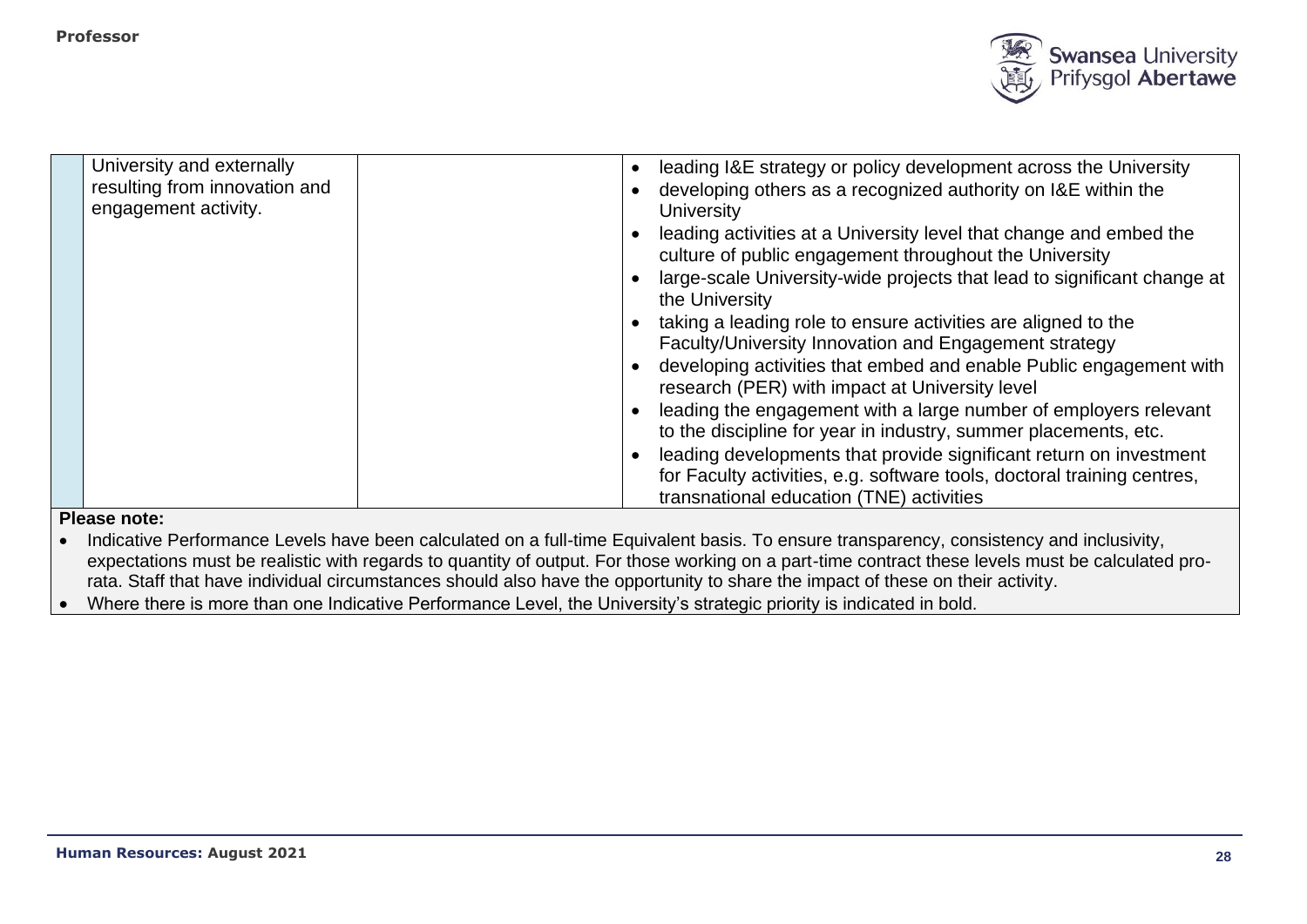| | | | |
|---|---|---|---|
| | University and externally resulting from innovation and engagement activity. | | • leading I&E strategy or policy development across the University<br>• developing others as a recognized authority on I&E within the University<br>• leading activities at a University level that change and embed the culture of public engagement throughout the University<br>• large-scale University-wide projects that lead to significant change at the University<br>• taking a leading role to ensure activities are aligned to the Faculty/University Innovation and Engagement strategy<br>• developing activities that embed and enable Public engagement with research (PER) with impact at University level<br>• leading the engagement with a large number of employers relevant to the discipline for year in industry, summer placements, etc.<br>• leading developments that provide significant return on investment for Faculty activities, e.g. software tools, doctoral training centres, transnational education (TNE) activities |

**Please note:**

- Indicative Performance Levels have been calculated on a full-time Equivalent basis. To ensure transparency, consistency and inclusivity, expectations must be realistic with regards to quantity of output. For those working on a part-time contract these levels must be calculated pro-rata. Staff that have individual circumstances should also have the opportunity to share the impact of these on their activity.
- Where there is more than one Indicative Performance Level, the University's strategic priority is indicated in bold.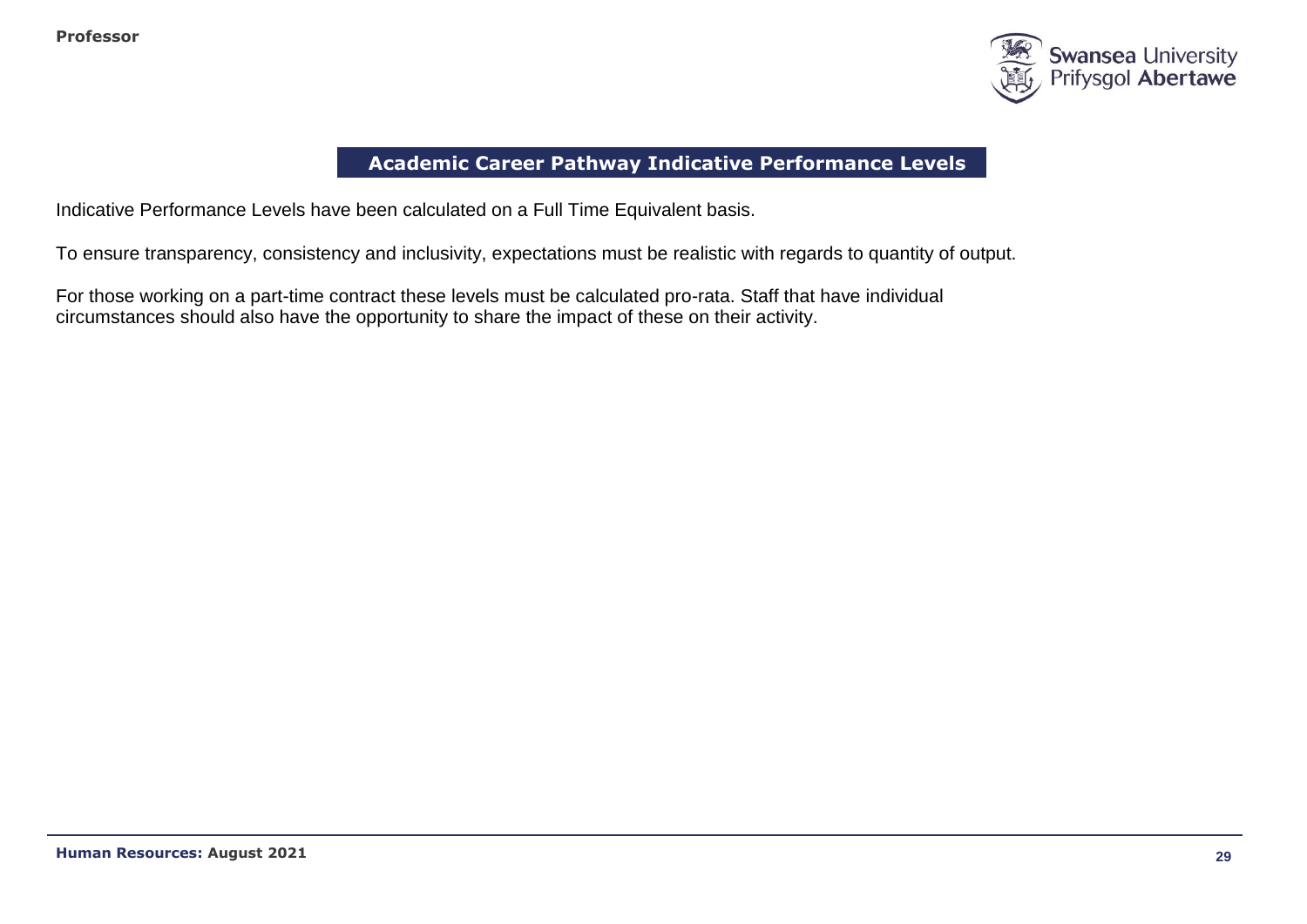## Academic Career Pathway Indicative Performance Levels

Indicative Performance Levels have been calculated on a Full Time Equivalent basis.

To ensure transparency, consistency and inclusivity, expectations must be realistic with regards to quantity of output.

For those working on a part-time contract these levels must be calculated pro-rata. Staff that have individual circumstances should also have the opportunity to share the impact of these on their activity.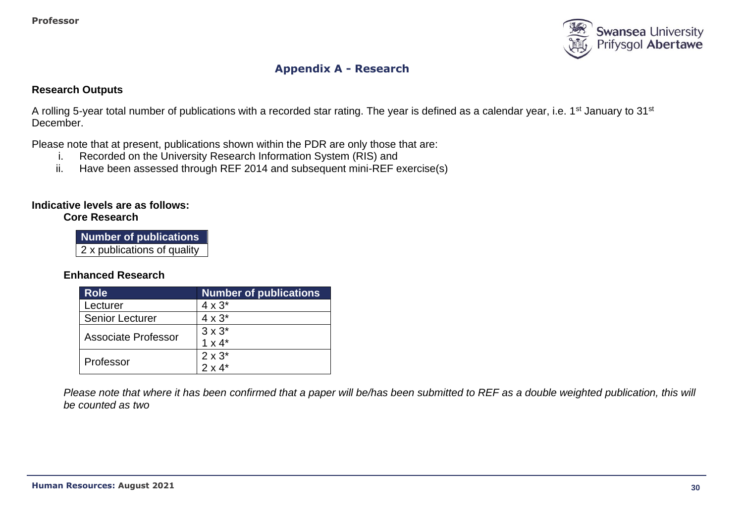## Appendix A - Research

### Research Outputs

A rolling 5-year total number of publications with a recorded star rating. The year is defined as a calendar year, i.e. 1st January to 31st December.

Please note that at present, publications shown within the PDR are only those that are:

i. Recorded on the University Research Information System (RIS) and
ii. Have been assessed through REF 2014 and subsequent mini-REF exercise(s)

**Indicative levels are as follows:**

**Core Research**

| Number of publications |
| --- |
| 2 x publications of quality |

**Enhanced Research**

| Role | Number of publications |
| --- | --- |
| Lecturer | 4 x 3* |
| Senior Lecturer | 4 x 3* |
| Associate Professor | 3 x 3*<br>1 x 4* |
| Professor | 2 x 3*<br>2 x 4* |

*Please note that where it has been confirmed that a paper will be/has been submitted to REF as a double weighted publication, this will be counted as two*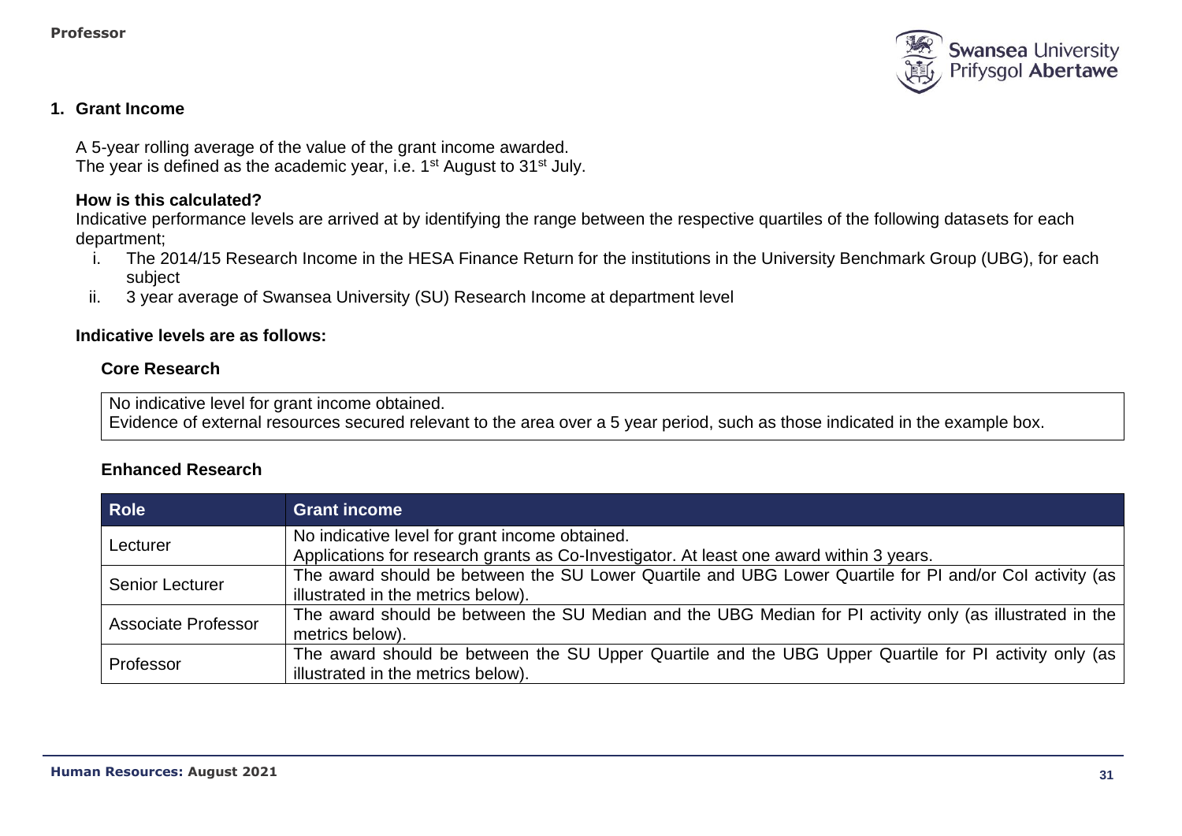## 1. Grant Income

A 5-year rolling average of the value of the grant income awarded.
The year is defined as the academic year, i.e. 1st August to 31st July.

### How is this calculated?

Indicative performance levels are arrived at by identifying the range between the respective quartiles of the following datasets for each department;

i. The 2014/15 Research Income in the HESA Finance Return for the institutions in the University Benchmark Group (UBG), for each subject
ii. 3 year average of Swansea University (SU) Research Income at department level

### Indicative levels are as follows:

#### Core Research

No indicative level for grant income obtained.
Evidence of external resources secured relevant to the area over a 5 year period, such as those indicated in the example box.

#### Enhanced Research

| Role | Grant income |
|---|---|
| Lecturer | No indicative level for grant income obtained. Applications for research grants as Co-Investigator. At least one award within 3 years. |
| Senior Lecturer | The award should be between the SU Lower Quartile and UBG Lower Quartile for PI and/or CoI activity (as illustrated in the metrics below). |
| Associate Professor | The award should be between the SU Median and the UBG Median for PI activity only (as illustrated in the metrics below). |
| Professor | The award should be between the SU Upper Quartile and the UBG Upper Quartile for PI activity only (as illustrated in the metrics below). |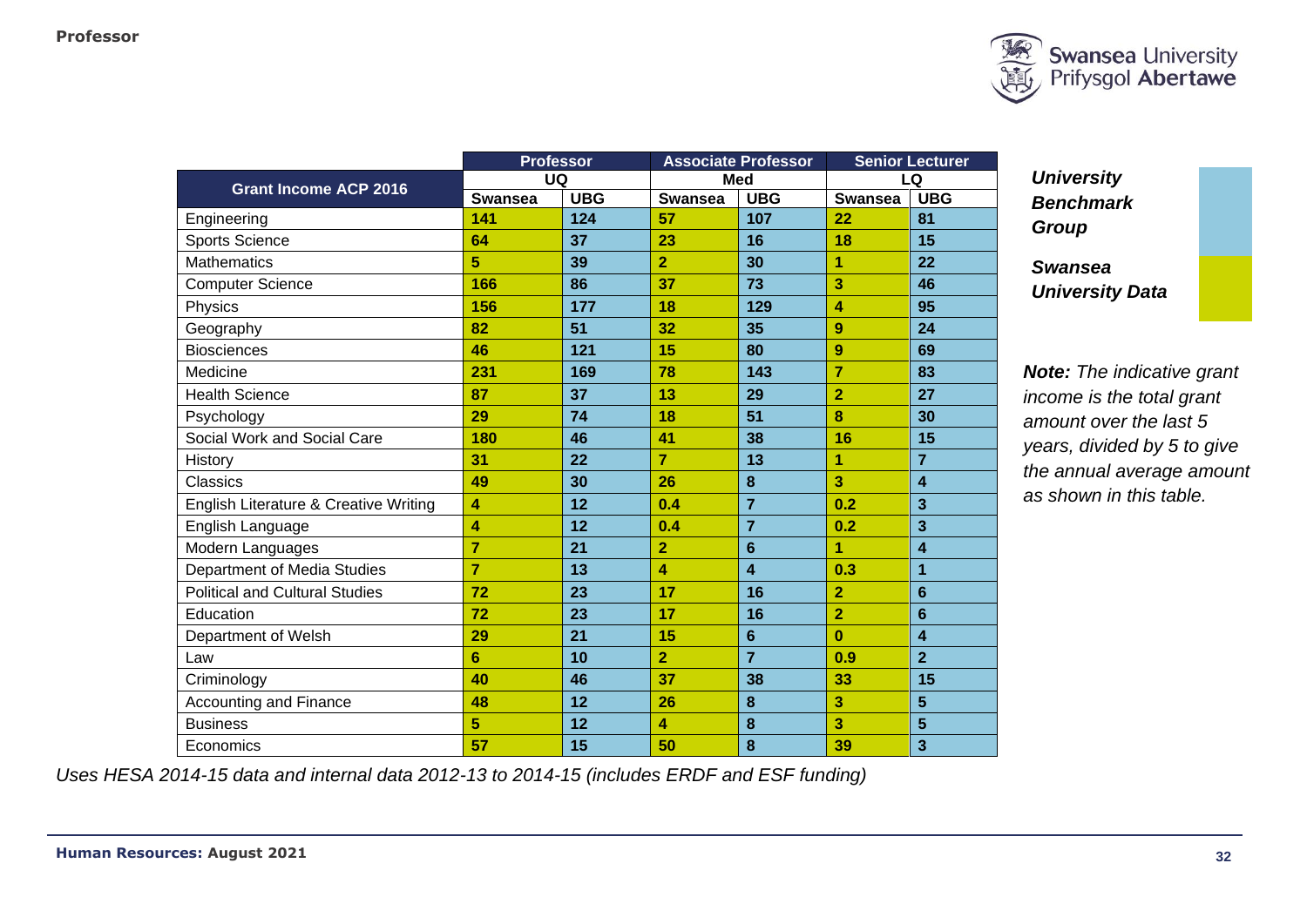**Professor**

| Grant Income ACP 2016 | Professor | | Associate Professor | | Senior Lecturer | |
|---|---|---|---|---|---|---|
| | UQ | | Med | | LQ | |
| | Swansea | UBG | Swansea | UBG | Swansea | UBG |
| Engineering | 141 | 124 | 57 | 107 | 22 | 81 |
| Sports Science | 64 | 37 | 23 | 16 | 18 | 15 |
| Mathematics | 5 | 39 | 2 | 30 | 1 | 22 |
| Computer Science | 166 | 86 | 37 | 73 | 3 | 46 |
| Physics | 156 | 177 | 18 | 129 | 4 | 95 |
| Geography | 82 | 51 | 32 | 35 | 9 | 24 |
| Biosciences | 46 | 121 | 15 | 80 | 9 | 69 |
| Medicine | 231 | 169 | 78 | 143 | 7 | 83 |
| Health Science | 87 | 37 | 13 | 29 | 2 | 27 |
| Psychology | 29 | 74 | 18 | 51 | 8 | 30 |
| Social Work and Social Care | 180 | 46 | 41 | 38 | 16 | 15 |
| History | 31 | 22 | 7 | 13 | 1 | 7 |
| Classics | 49 | 30 | 26 | 8 | 3 | 4 |
| English Literature & Creative Writing | 4 | 12 | 0.4 | 7 | 0.2 | 3 |
| English Language | 4 | 12 | 0.4 | 7 | 0.2 | 3 |
| Modern Languages | 7 | 21 | 2 | 6 | 1 | 4 |
| Department of Media Studies | 7 | 13 | 4 | 4 | 0.3 | 1 |
| Political and Cultural Studies | 72 | 23 | 17 | 16 | 2 | 6 |
| Education | 72 | 23 | 17 | 16 | 2 | 6 |
| Department of Welsh | 29 | 21 | 15 | 6 | 0 | 4 |
| Law | 6 | 10 | 2 | 7 | 0.9 | 2 |
| Criminology | 40 | 46 | 37 | 38 | 33 | 15 |
| Accounting and Finance | 48 | 12 | 26 | 8 | 3 | 5 |
| Business | 5 | 12 | 4 | 8 | 3 | 5 |
| Economics | 57 | 15 | 50 | 8 | 39 | 3 |

***University Benchmark Group***

***Swansea University Data***

***Note:*** *The indicative grant income is the total grant amount over the last 5 years, divided by 5 to give the annual average amount as shown in this table.*

*Uses HESA 2014-15 data and internal data 2012-13 to 2014-15 (includes ERDF and ESF funding)*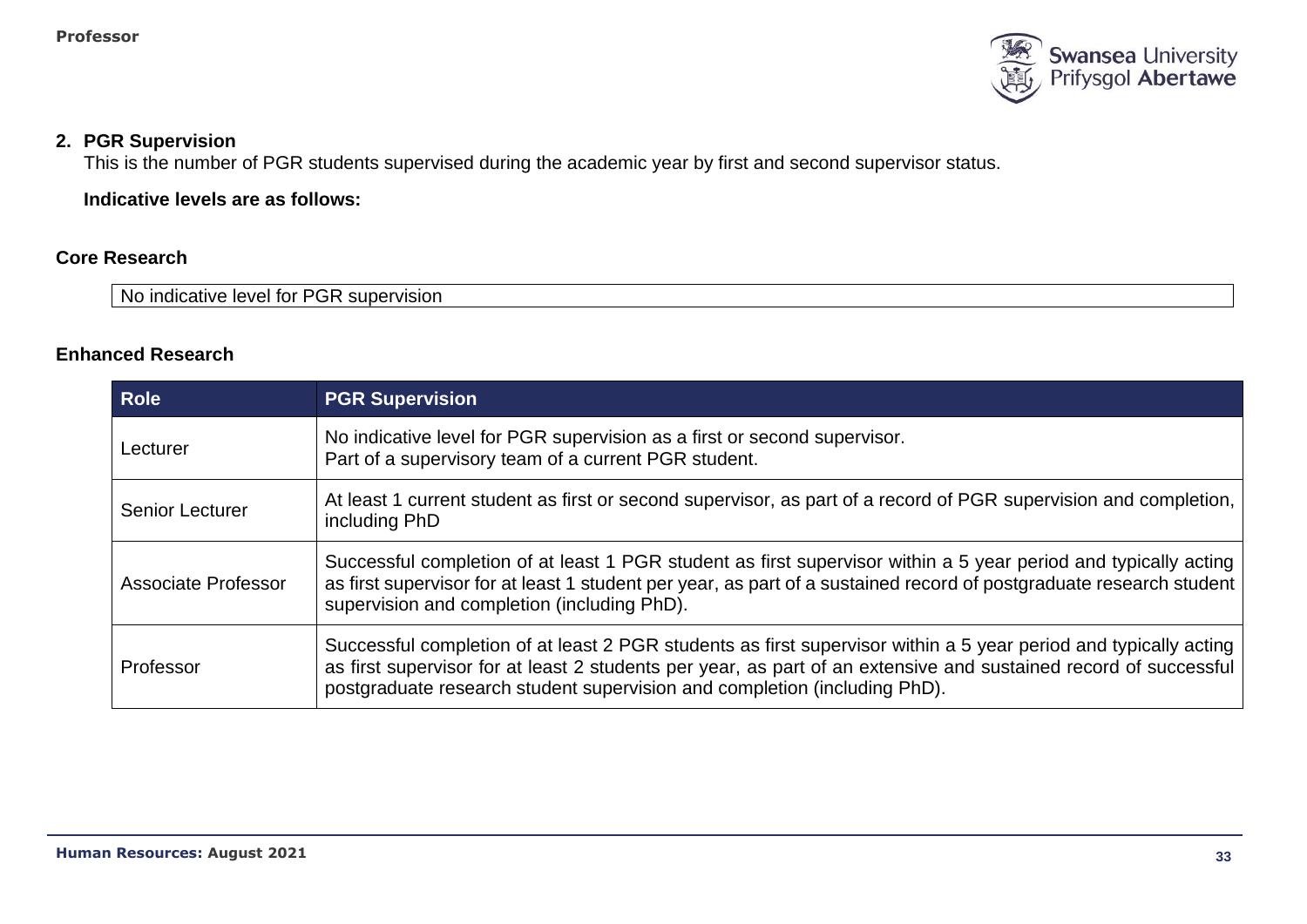## 2. PGR Supervision

This is the number of PGR students supervised during the academic year by first and second supervisor status.

**Indicative levels are as follows:**

### Core Research

| No indicative level for PGR supervision |
|---|

### Enhanced Research

| Role | PGR Supervision |
|---|---|
| Lecturer | No indicative level for PGR supervision as a first or second supervisor.<br>Part of a supervisory team of a current PGR student. |
| Senior Lecturer | At least 1 current student as first or second supervisor, as part of a record of PGR supervision and completion, including PhD |
| Associate Professor | Successful completion of at least 1 PGR student as first supervisor within a 5 year period and typically acting as first supervisor for at least 1 student per year, as part of a sustained record of postgraduate research student supervision and completion (including PhD). |
| Professor | Successful completion of at least 2 PGR students as first supervisor within a 5 year period and typically acting as first supervisor for at least 2 students per year, as part of an extensive and sustained record of successful postgraduate research student supervision and completion (including PhD). |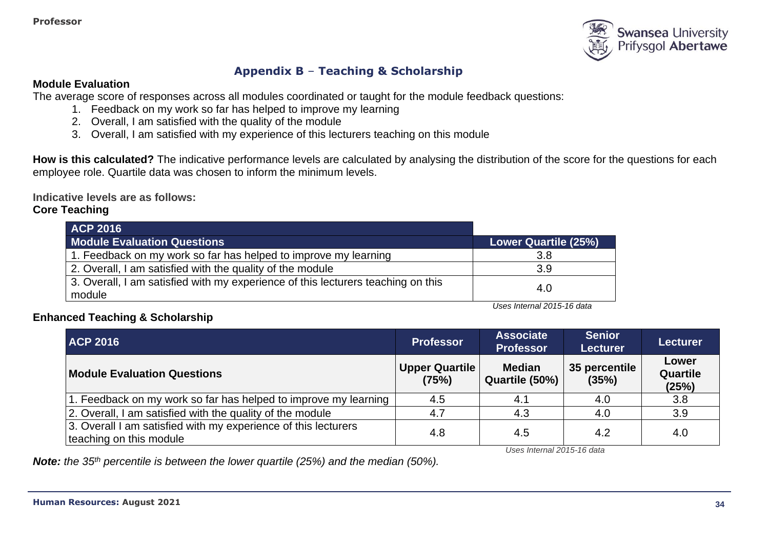## Appendix B – Teaching & Scholarship

**Module Evaluation**

The average score of responses across all modules coordinated or taught for the module feedback questions:

1. Feedback on my work so far has helped to improve my learning
2. Overall, I am satisfied with the quality of the module
3. Overall, I am satisfied with my experience of this lecturers teaching on this module

**How is this calculated?** The indicative performance levels are calculated by analysing the distribution of the score for the questions for each employee role. Quartile data was chosen to inform the minimum levels.

**Indicative levels are as follows:**

**Core Teaching**

| ACP 2016 | |
|---|---|
| **Module Evaluation Questions** | **Lower Quartile (25%)** |
| 1. Feedback on my work so far has helped to improve my learning | 3.8 |
| 2. Overall, I am satisfied with the quality of the module | 3.9 |
| 3. Overall, I am satisfied with my experience of this lecturers teaching on this module | 4.0 |

*Uses Internal 2015-16 data*

**Enhanced Teaching & Scholarship**

| ACP 2016 | Professor | Associate Professor | Senior Lecturer | Lecturer |
|---|---|---|---|---|
| **Module Evaluation Questions** | **Upper Quartile (75%)** | **Median Quartile (50%)** | **35 percentile (35%)** | **Lower Quartile (25%)** |
| 1. Feedback on my work so far has helped to improve my learning | 4.5 | 4.1 | 4.0 | 3.8 |
| 2. Overall, I am satisfied with the quality of the module | 4.7 | 4.3 | 4.0 | 3.9 |
| 3. Overall I am satisfied with my experience of this lecturers teaching on this module | 4.8 | 4.5 | 4.2 | 4.0 |

*Uses Internal 2015-16 data*

***Note:*** *the 35th percentile is between the lower quartile (25%) and the median (50%).*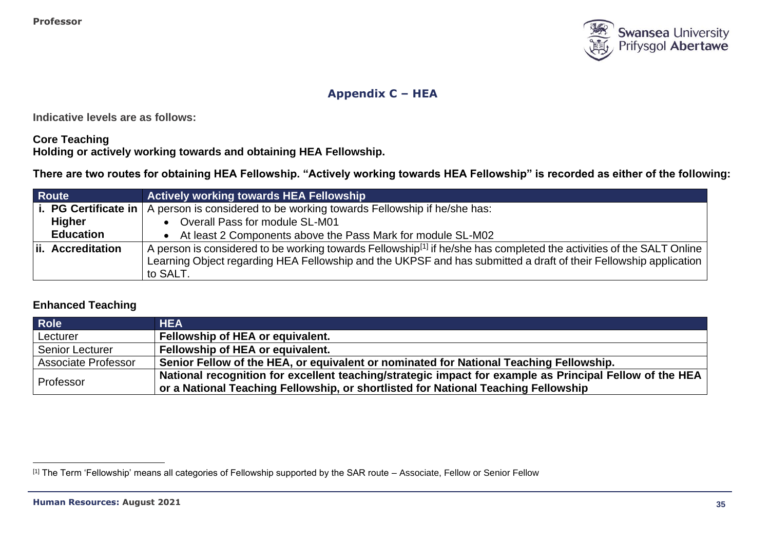## Appendix C – HEA

**Indicative levels are as follows:**

**Core Teaching**
**Holding or actively working towards and obtaining HEA Fellowship.**

**There are two routes for obtaining HEA Fellowship. "Actively working towards HEA Fellowship" is recorded as either of the following:**

| Route | Actively working towards HEA Fellowship |
|---|---|
| **i. PG Certificate in Higher Education** | A person is considered to be working towards Fellowship if he/she has:<br>• Overall Pass for module SL-M01<br>• At least 2 Components above the Pass Mark for module SL-M02 |
| **ii. Accreditation** | A person is considered to be working towards Fellowship[1] if he/she has completed the activities of the SALT Online Learning Object regarding HEA Fellowship and the UKPSF and has submitted a draft of their Fellowship application to SALT. |

**Enhanced Teaching**

| Role | HEA |
|---|---|
| Lecturer | **Fellowship of HEA or equivalent.** |
| Senior Lecturer | **Fellowship of HEA or equivalent.** |
| Associate Professor | **Senior Fellow of the HEA, or equivalent or nominated for National Teaching Fellowship.** |
| Professor | **National recognition for excellent teaching/strategic impact for example as Principal Fellow of the HEA or a National Teaching Fellowship, or shortlisted for National Teaching Fellowship** |

[1] The Term 'Fellowship' means all categories of Fellowship supported by the SAR route – Associate, Fellow or Senior Fellow